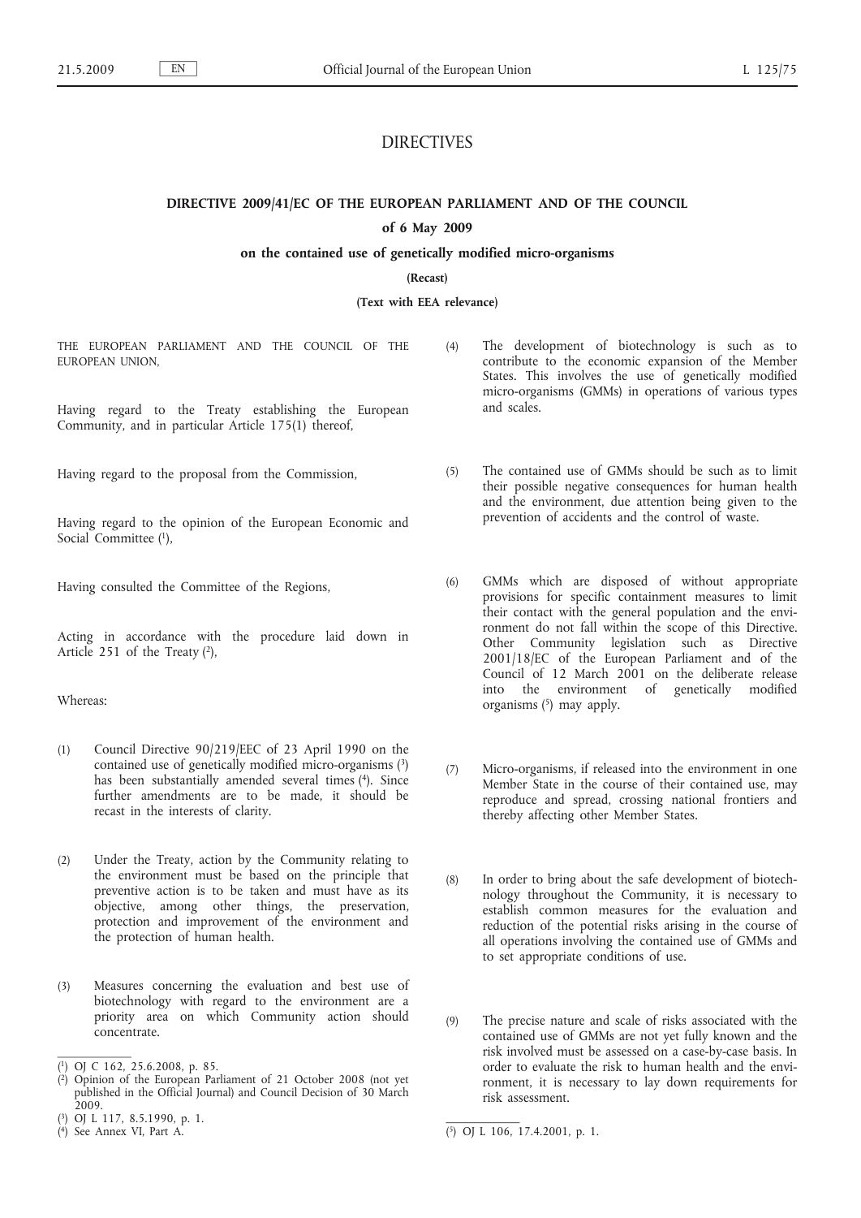# DIRECTIVES

## DIRECTIVE 2009/41/EC OF THE EUROPEAN PARLIAMENT AND OF THE COUNCIL

### of 6 May 2009

### on the contained use of genetically modified micro-organisms

**(Recast)**

**(Text with EEA relevance)**

THE EUROPEAN PARLIAMENT AND THE COUNCIL OF THE EUROPEAN UNION,

Having regard to the Treaty establishing the European Community, and in particular Article 175(1) thereof,

Having regard to the proposal from the Commission,

Having regard to the opinion of the European Economic and Social Committee [1],

Having consulted the Committee of the Regions,

Acting in accordance with the procedure laid down in Article 251 of the Treaty [2],

Whereas:

(1) Council Directive 90/219/EEC of 23 April 1990 on the contained use of genetically modified micro-organisms [3] has been substantially amended several times [4]. Since further amendments are to be made, it should be recast in the interests of clarity.

(2) Under the Treaty, action by the Community relating to the environment must be based on the principle that preventive action is to be taken and must have as its objective, among other things, the preservation, protection and improvement of the environment and the protection of human health.

(3) Measures concerning the evaluation and best use of biotechnology with regard to the environment are a priority area on which Community action should concentrate.

(4) The development of biotechnology is such as to contribute to the economic expansion of the Member States. This involves the use of genetically modified micro-organisms (GMMs) in operations of various types and scales.

(5) The contained use of GMMs should be such as to limit their possible negative consequences for human health and the environment, due attention being given to the prevention of accidents and the control of waste.

(6) GMMs which are disposed of without appropriate provisions for specific containment measures to limit their contact with the general population and the environment do not fall within the scope of this Directive. Other Community legislation such as Directive 2001/18/EC of the European Parliament and of the Council of 12 March 2001 on the deliberate release into the environment of genetically modified organisms [5] may apply.

(7) Micro-organisms, if released into the environment in one Member State in the course of their contained use, may reproduce and spread, crossing national frontiers and thereby affecting other Member States.

(8) In order to bring about the safe development of biotechnology throughout the Community, it is necessary to establish common measures for the evaluation and reduction of the potential risks arising in the course of all operations involving the contained use of GMMs and to set appropriate conditions of use.

(9) The precise nature and scale of risks associated with the contained use of GMMs are not yet fully known and the risk involved must be assessed on a case-by-case basis. In order to evaluate the risk to human health and the environment, it is necessary to lay down requirements for risk assessment.

---

[1] OJ C 162, 25.6.2008, p. 85.

[2] Opinion of the European Parliament of 21 October 2008 (not yet published in the Official Journal) and Council Decision of 30 March 2009.

[3] OJ L 117, 8.5.1990, p. 1.

[4] See Annex VI, Part A.

[5] OJ L 106, 17.4.2001, p. 1.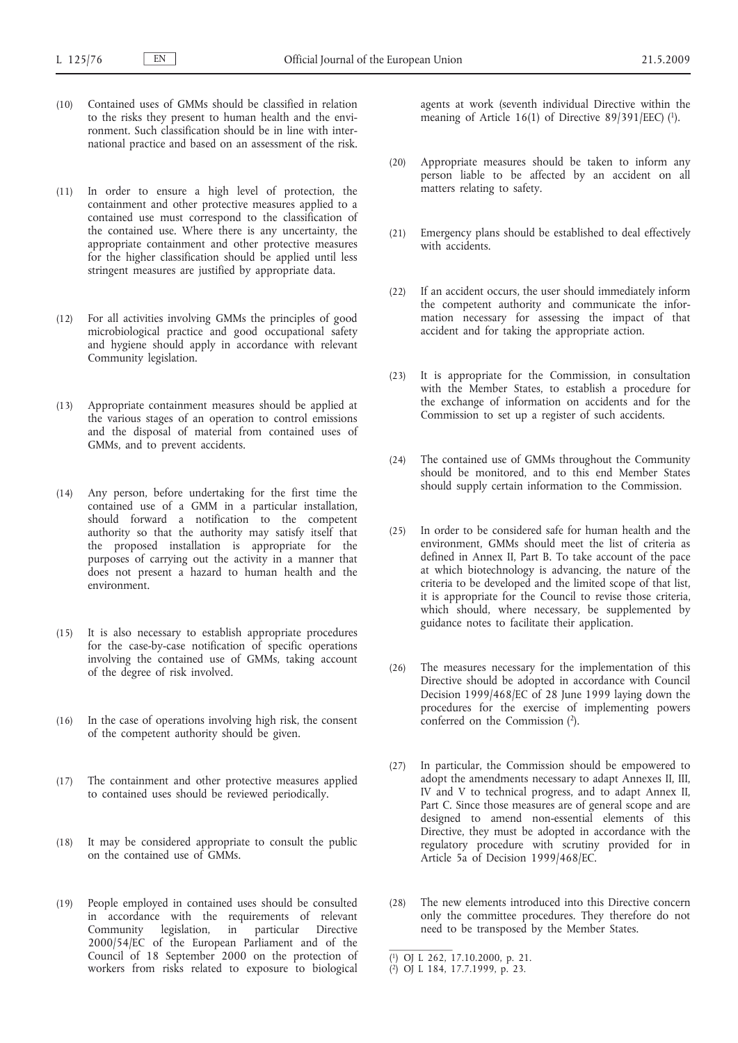(10) Contained uses of GMMs should be classified in relation to the risks they present to human health and the environment. Such classification should be in line with international practice and based on an assessment of the risk.

(11) In order to ensure a high level of protection, the containment and other protective measures applied to a contained use must correspond to the classification of the contained use. Where there is any uncertainty, the appropriate containment and other protective measures for the higher classification should be applied until less stringent measures are justified by appropriate data.

(12) For all activities involving GMMs the principles of good microbiological practice and good occupational safety and hygiene should apply in accordance with relevant Community legislation.

(13) Appropriate containment measures should be applied at the various stages of an operation to control emissions and the disposal of material from contained uses of GMMs, and to prevent accidents.

(14) Any person, before undertaking for the first time the contained use of a GMM in a particular installation, should forward a notification to the competent authority so that the authority may satisfy itself that the proposed installation is appropriate for the purposes of carrying out the activity in a manner that does not present a hazard to human health and the environment.

(15) It is also necessary to establish appropriate procedures for the case-by-case notification of specific operations involving the contained use of GMMs, taking account of the degree of risk involved.

(16) In the case of operations involving high risk, the consent of the competent authority should be given.

(17) The containment and other protective measures applied to contained uses should be reviewed periodically.

(18) It may be considered appropriate to consult the public on the contained use of GMMs.

(19) People employed in contained uses should be consulted in accordance with the requirements of relevant Community legislation, in particular Directive 2000/54/EC of the European Parliament and of the Council of 18 September 2000 on the protection of workers from risks related to exposure to biological agents at work (seventh individual Directive within the meaning of Article 16(1) of Directive 89/391/EEC) [1].

(20) Appropriate measures should be taken to inform any person liable to be affected by an accident on all matters relating to safety.

(21) Emergency plans should be established to deal effectively with accidents.

(22) If an accident occurs, the user should immediately inform the competent authority and communicate the information necessary for assessing the impact of that accident and for taking the appropriate action.

(23) It is appropriate for the Commission, in consultation with the Member States, to establish a procedure for the exchange of information on accidents and for the Commission to set up a register of such accidents.

(24) The contained use of GMMs throughout the Community should be monitored, and to this end Member States should supply certain information to the Commission.

(25) In order to be considered safe for human health and the environment, GMMs should meet the list of criteria as defined in Annex II, Part B. To take account of the pace at which biotechnology is advancing, the nature of the criteria to be developed and the limited scope of that list, it is appropriate for the Council to revise those criteria, which should, where necessary, be supplemented by guidance notes to facilitate their application.

(26) The measures necessary for the implementation of this Directive should be adopted in accordance with Council Decision 1999/468/EC of 28 June 1999 laying down the procedures for the exercise of implementing powers conferred on the Commission [2].

(27) In particular, the Commission should be empowered to adopt the amendments necessary to adapt Annexes II, III, IV and V to technical progress, and to adapt Annex II, Part C. Since those measures are of general scope and are designed to amend non-essential elements of this Directive, they must be adopted in accordance with the regulatory procedure with scrutiny provided for in Article 5a of Decision 1999/468/EC.

(28) The new elements introduced into this Directive concern only the committee procedures. They therefore do not need to be transposed by the Member States.

---

[1] OJ L 262, 17.10.2000, p. 21.

[2] OJ L 184, 17.7.1999, p. 23.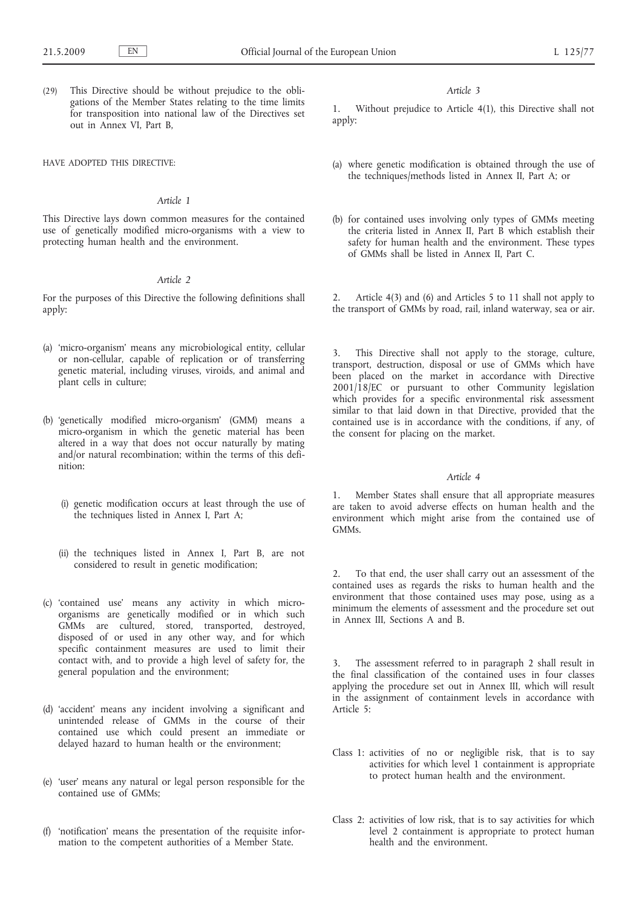(29) This Directive should be without prejudice to the obligations of the Member States relating to the time limits for transposition into national law of the Directives set out in Annex VI, Part B,

HAVE ADOPTED THIS DIRECTIVE:

*Article 1*

This Directive lays down common measures for the contained use of genetically modified micro-organisms with a view to protecting human health and the environment.

*Article 2*

For the purposes of this Directive the following definitions shall apply:

(a) 'micro-organism' means any microbiological entity, cellular or non-cellular, capable of replication or of transferring genetic material, including viruses, viroids, and animal and plant cells in culture;

(b) 'genetically modified micro-organism' (GMM) means a micro-organism in which the genetic material has been altered in a way that does not occur naturally by mating and/or natural recombination; within the terms of this definition:

   (i) genetic modification occurs at least through the use of the techniques listed in Annex I, Part A;

   (ii) the techniques listed in Annex I, Part B, are not considered to result in genetic modification;

(c) 'contained use' means any activity in which micro-organisms are genetically modified or in which such GMMs are cultured, stored, transported, destroyed, disposed of or used in any other way, and for which specific containment measures are used to limit their contact with, and to provide a high level of safety for, the general population and the environment;

(d) 'accident' means any incident involving a significant and unintended release of GMMs in the course of their contained use which could present an immediate or delayed hazard to human health or the environment;

(e) 'user' means any natural or legal person responsible for the contained use of GMMs;

(f) 'notification' means the presentation of the requisite information to the competent authorities of a Member State.

*Article 3*

1. Without prejudice to Article 4(1), this Directive shall not apply:

(a) where genetic modification is obtained through the use of the techniques/methods listed in Annex II, Part A; or

(b) for contained uses involving only types of GMMs meeting the criteria listed in Annex II, Part B which establish their safety for human health and the environment. These types of GMMs shall be listed in Annex II, Part C.

2. Article 4(3) and (6) and Articles 5 to 11 shall not apply to the transport of GMMs by road, rail, inland waterway, sea or air.

3. This Directive shall not apply to the storage, culture, transport, destruction, disposal or use of GMMs which have been placed on the market in accordance with Directive 2001/18/EC or pursuant to other Community legislation which provides for a specific environmental risk assessment similar to that laid down in that Directive, provided that the contained use is in accordance with the conditions, if any, of the consent for placing on the market.

*Article 4*

1. Member States shall ensure that all appropriate measures are taken to avoid adverse effects on human health and the environment which might arise from the contained use of GMMs.

2. To that end, the user shall carry out an assessment of the contained uses as regards the risks to human health and the environment that those contained uses may pose, using as a minimum the elements of assessment and the procedure set out in Annex III, Sections A and B.

3. The assessment referred to in paragraph 2 shall result in the final classification of the contained uses in four classes applying the procedure set out in Annex III, which will result in the assignment of containment levels in accordance with Article 5:

Class 1: activities of no or negligible risk, that is to say activities for which level 1 containment is appropriate to protect human health and the environment.

Class 2: activities of low risk, that is to say activities for which level 2 containment is appropriate to protect human health and the environment.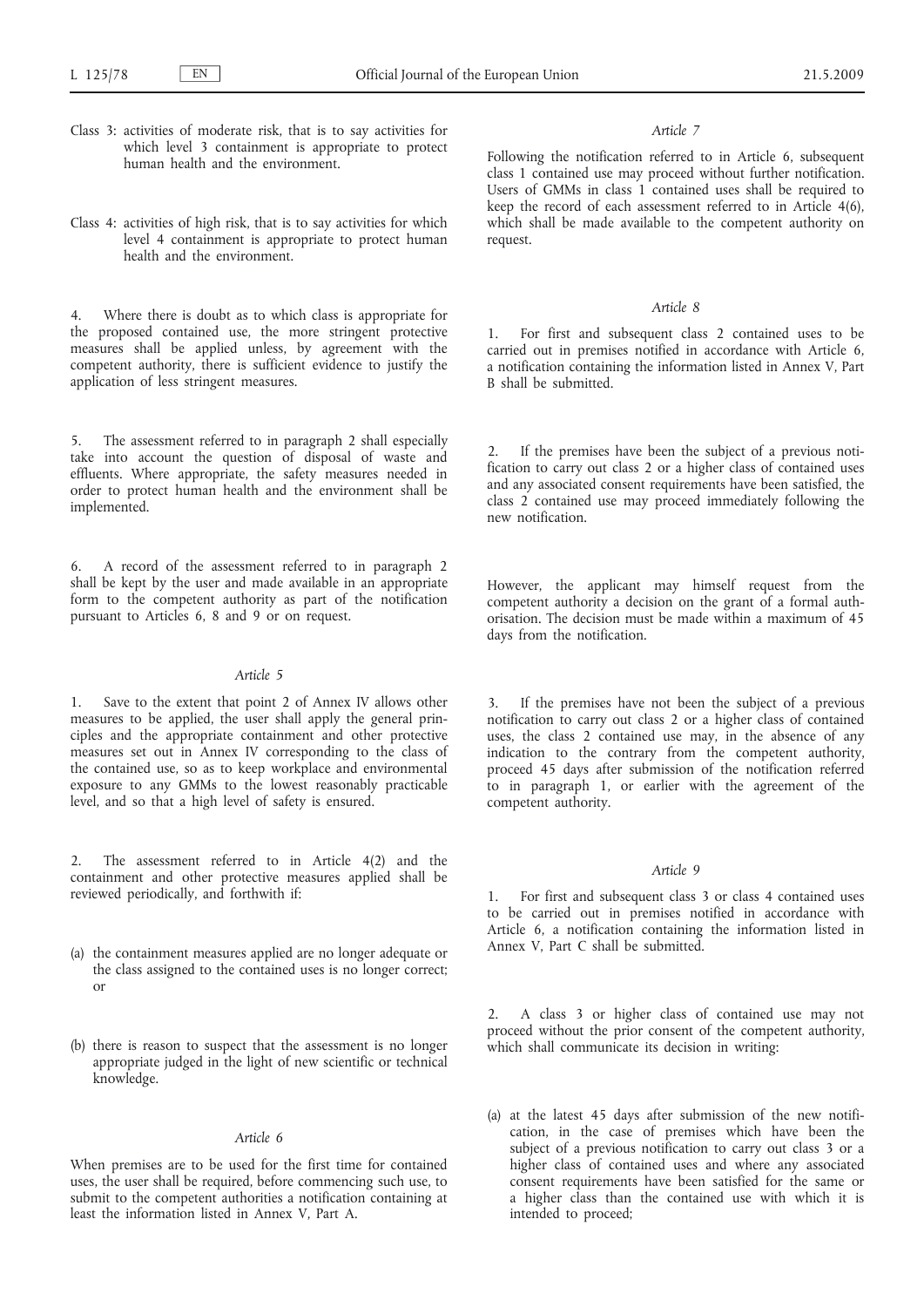Class 3: activities of moderate risk, that is to say activities for which level 3 containment is appropriate to protect human health and the environment.

Class 4: activities of high risk, that is to say activities for which level 4 containment is appropriate to protect human health and the environment.

4. Where there is doubt as to which class is appropriate for the proposed contained use, the more stringent protective measures shall be applied unless, by agreement with the competent authority, there is sufficient evidence to justify the application of less stringent measures.

5. The assessment referred to in paragraph 2 shall especially take into account the question of disposal of waste and effluents. Where appropriate, the safety measures needed in order to protect human health and the environment shall be implemented.

6. A record of the assessment referred to in paragraph 2 shall be kept by the user and made available in an appropriate form to the competent authority as part of the notification pursuant to Articles 6, 8 and 9 or on request.

*Article 5*

1. Save to the extent that point 2 of Annex IV allows other measures to be applied, the user shall apply the general principles and the appropriate containment and other protective measures set out in Annex IV corresponding to the class of the contained use, so as to keep workplace and environmental exposure to any GMMs to the lowest reasonably practicable level, and so that a high level of safety is ensured.

2. The assessment referred to in Article 4(2) and the containment and other protective measures applied shall be reviewed periodically, and forthwith if:

(a) the containment measures applied are no longer adequate or the class assigned to the contained uses is no longer correct; or

(b) there is reason to suspect that the assessment is no longer appropriate judged in the light of new scientific or technical knowledge.

*Article 6*

When premises are to be used for the first time for contained uses, the user shall be required, before commencing such use, to submit to the competent authorities a notification containing at least the information listed in Annex V, Part A.

*Article 7*

Following the notification referred to in Article 6, subsequent class 1 contained use may proceed without further notification. Users of GMMs in class 1 contained uses shall be required to keep the record of each assessment referred to in Article 4(6), which shall be made available to the competent authority on request.

*Article 8*

1. For first and subsequent class 2 contained uses to be carried out in premises notified in accordance with Article 6, a notification containing the information listed in Annex V, Part B shall be submitted.

2. If the premises have been the subject of a previous notification to carry out class 2 or a higher class of contained uses and any associated consent requirements have been satisfied, the class 2 contained use may proceed immediately following the new notification.

However, the applicant may himself request from the competent authority a decision on the grant of a formal authorisation. The decision must be made within a maximum of 45 days from the notification.

3. If the premises have not been the subject of a previous notification to carry out class 2 or a higher class of contained uses, the class 2 contained use may, in the absence of any indication to the contrary from the competent authority, proceed 45 days after submission of the notification referred to in paragraph 1, or earlier with the agreement of the competent authority.

*Article 9*

1. For first and subsequent class 3 or class 4 contained uses to be carried out in premises notified in accordance with Article 6, a notification containing the information listed in Annex V, Part C shall be submitted.

2. A class 3 or higher class of contained use may not proceed without the prior consent of the competent authority, which shall communicate its decision in writing:

(a) at the latest 45 days after submission of the new notification, in the case of premises which have been the subject of a previous notification to carry out class 3 or a higher class of contained uses and where any associated consent requirements have been satisfied for the same or a higher class than the contained use with which it is intended to proceed;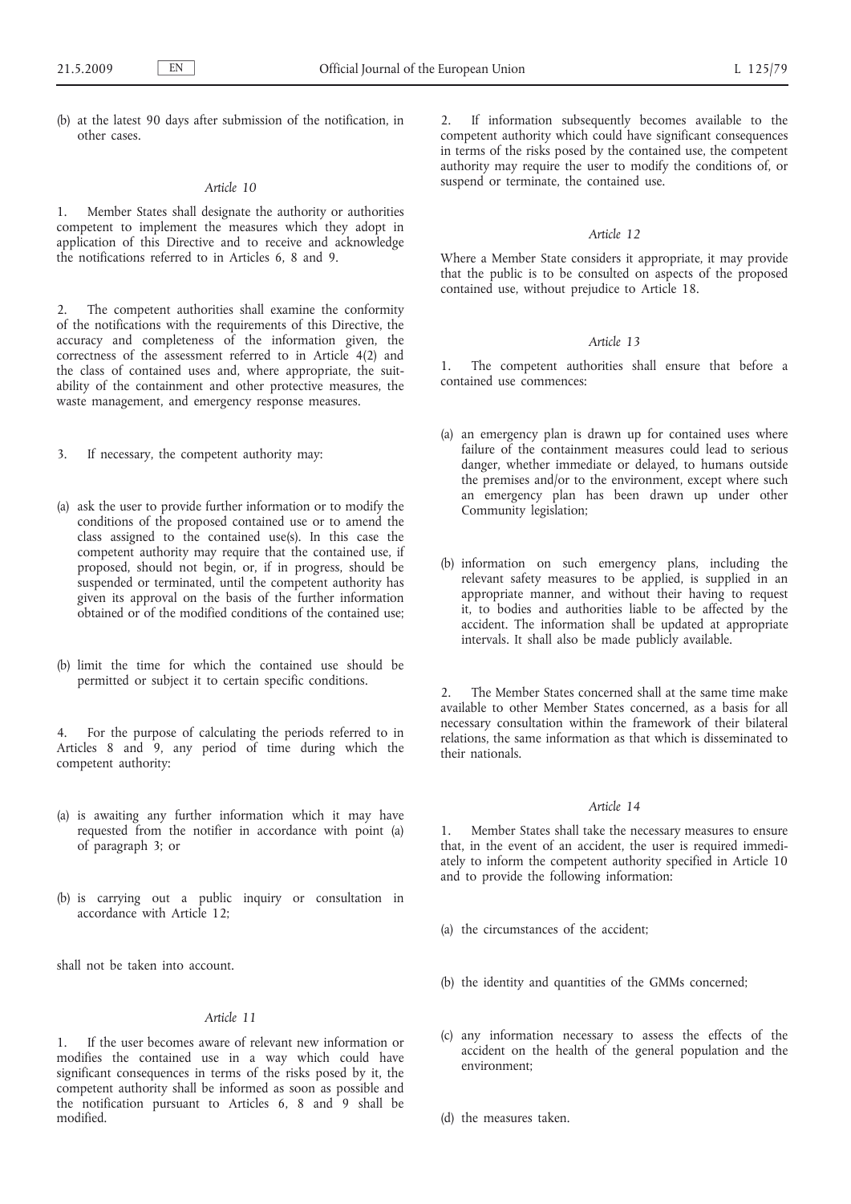(b) at the latest 90 days after submission of the notification, in other cases.

*Article 10*

1. Member States shall designate the authority or authorities competent to implement the measures which they adopt in application of this Directive and to receive and acknowledge the notifications referred to in Articles 6, 8 and 9.

2. The competent authorities shall examine the conformity of the notifications with the requirements of this Directive, the accuracy and completeness of the information given, the correctness of the assessment referred to in Article 4(2) and the class of contained uses and, where appropriate, the suitability of the containment and other protective measures, the waste management, and emergency response measures.

3. If necessary, the competent authority may:

(a) ask the user to provide further information or to modify the conditions of the proposed contained use or to amend the class assigned to the contained use(s). In this case the competent authority may require that the contained use, if proposed, should not begin, or, if in progress, should be suspended or terminated, until the competent authority has given its approval on the basis of the further information obtained or of the modified conditions of the contained use;

(b) limit the time for which the contained use should be permitted or subject it to certain specific conditions.

4. For the purpose of calculating the periods referred to in Articles 8 and 9, any period of time during which the competent authority:

(a) is awaiting any further information which it may have requested from the notifier in accordance with point (a) of paragraph 3; or

(b) is carrying out a public inquiry or consultation in accordance with Article 12;

shall not be taken into account.

*Article 11*

1. If the user becomes aware of relevant new information or modifies the contained use in a way which could have significant consequences in terms of the risks posed by it, the competent authority shall be informed as soon as possible and the notification pursuant to Articles 6, 8 and 9 shall be modified.

2. If information subsequently becomes available to the competent authority which could have significant consequences in terms of the risks posed by the contained use, the competent authority may require the user to modify the conditions of, or suspend or terminate, the contained use.

*Article 12*

Where a Member State considers it appropriate, it may provide that the public is to be consulted on aspects of the proposed contained use, without prejudice to Article 18.

*Article 13*

1. The competent authorities shall ensure that before a contained use commences:

(a) an emergency plan is drawn up for contained uses where failure of the containment measures could lead to serious danger, whether immediate or delayed, to humans outside the premises and/or to the environment, except where such an emergency plan has been drawn up under other Community legislation;

(b) information on such emergency plans, including the relevant safety measures to be applied, is supplied in an appropriate manner, and without their having to request it, to bodies and authorities liable to be affected by the accident. The information shall be updated at appropriate intervals. It shall also be made publicly available.

2. The Member States concerned shall at the same time make available to other Member States concerned, as a basis for all necessary consultation within the framework of their bilateral relations, the same information as that which is disseminated to their nationals.

*Article 14*

1. Member States shall take the necessary measures to ensure that, in the event of an accident, the user is required immediately to inform the competent authority specified in Article 10 and to provide the following information:

(a) the circumstances of the accident;

(b) the identity and quantities of the GMMs concerned;

(c) any information necessary to assess the effects of the accident on the health of the general population and the environment;

(d) the measures taken.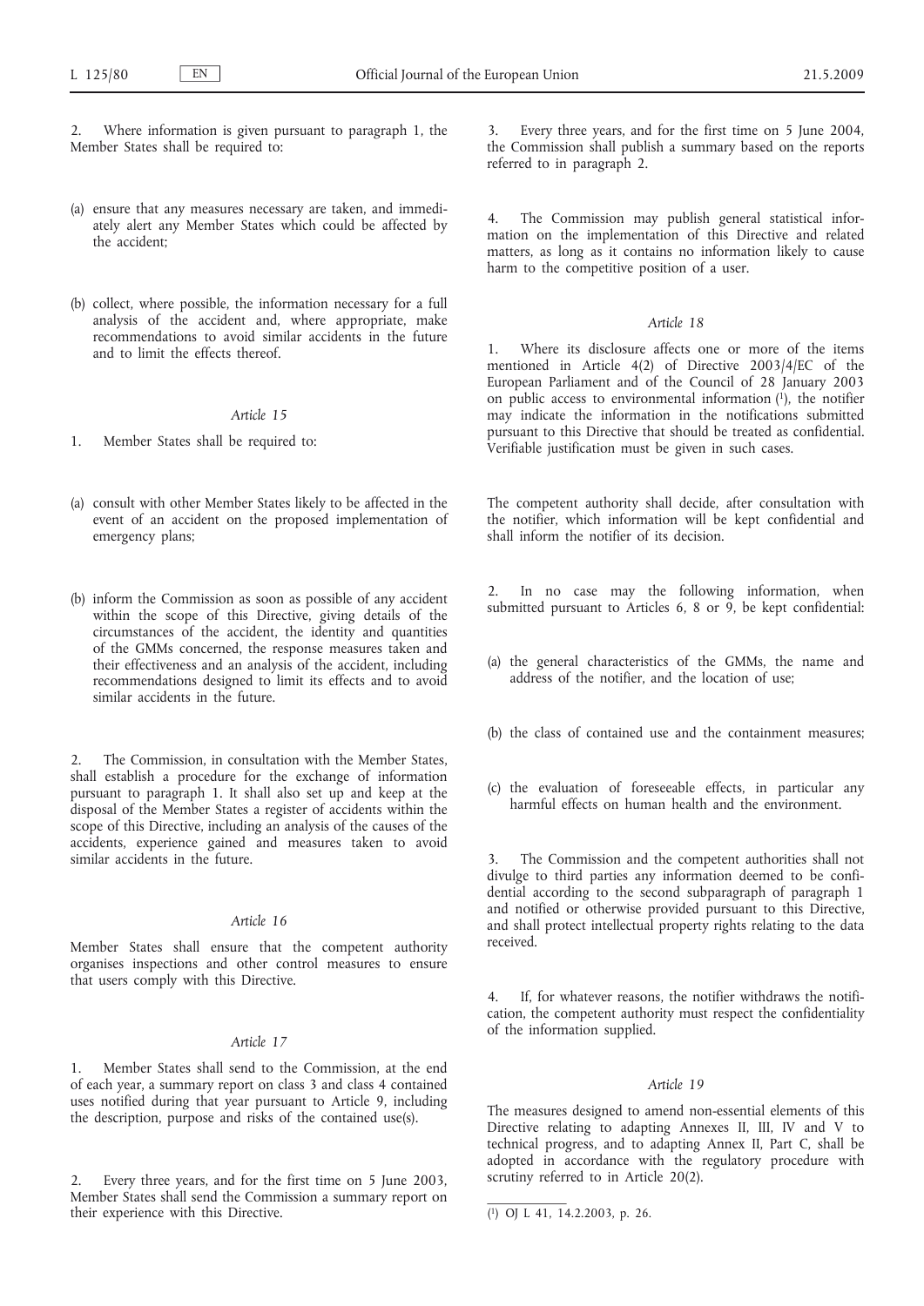2. Where information is given pursuant to paragraph 1, the Member States shall be required to:

(a) ensure that any measures necessary are taken, and immediately alert any Member States which could be affected by the accident;

(b) collect, where possible, the information necessary for a full analysis of the accident and, where appropriate, make recommendations to avoid similar accidents in the future and to limit the effects thereof.

*Article 15*

1. Member States shall be required to:

(a) consult with other Member States likely to be affected in the event of an accident on the proposed implementation of emergency plans;

(b) inform the Commission as soon as possible of any accident within the scope of this Directive, giving details of the circumstances of the accident, the identity and quantities of the GMMs concerned, the response measures taken and their effectiveness and an analysis of the accident, including recommendations designed to limit its effects and to avoid similar accidents in the future.

2. The Commission, in consultation with the Member States, shall establish a procedure for the exchange of information pursuant to paragraph 1. It shall also set up and keep at the disposal of the Member States a register of accidents within the scope of this Directive, including an analysis of the causes of the accidents, experience gained and measures taken to avoid similar accidents in the future.

*Article 16*

Member States shall ensure that the competent authority organises inspections and other control measures to ensure that users comply with this Directive.

*Article 17*

1. Member States shall send to the Commission, at the end of each year, a summary report on class 3 and class 4 contained uses notified during that year pursuant to Article 9, including the description, purpose and risks of the contained use(s).

2. Every three years, and for the first time on 5 June 2003, Member States shall send the Commission a summary report on their experience with this Directive.

3. Every three years, and for the first time on 5 June 2004, the Commission shall publish a summary based on the reports referred to in paragraph 2.

4. The Commission may publish general statistical information on the implementation of this Directive and related matters, as long as it contains no information likely to cause harm to the competitive position of a user.

*Article 18*

1. Where its disclosure affects one or more of the items mentioned in Article 4(2) of Directive 2003/4/EC of the European Parliament and of the Council of 28 January 2003 on public access to environmental information [1], the notifier may indicate the information in the notifications submitted pursuant to this Directive that should be treated as confidential. Verifiable justification must be given in such cases.

The competent authority shall decide, after consultation with the notifier, which information will be kept confidential and shall inform the notifier of its decision.

2. In no case may the following information, when submitted pursuant to Articles 6, 8 or 9, be kept confidential:

(a) the general characteristics of the GMMs, the name and address of the notifier, and the location of use;

(b) the class of contained use and the containment measures;

(c) the evaluation of foreseeable effects, in particular any harmful effects on human health and the environment.

3. The Commission and the competent authorities shall not divulge to third parties any information deemed to be confidential according to the second subparagraph of paragraph 1 and notified or otherwise provided pursuant to this Directive, and shall protect intellectual property rights relating to the data received.

4. If, for whatever reasons, the notifier withdraws the notification, the competent authority must respect the confidentiality of the information supplied.

*Article 19*

The measures designed to amend non-essential elements of this Directive relating to adapting Annexes II, III, IV and V to technical progress, and to adapting Annex II, Part C, shall be adopted in accordance with the regulatory procedure with scrutiny referred to in Article 20(2).

[1] OJ L 41, 14.2.2003, p. 26.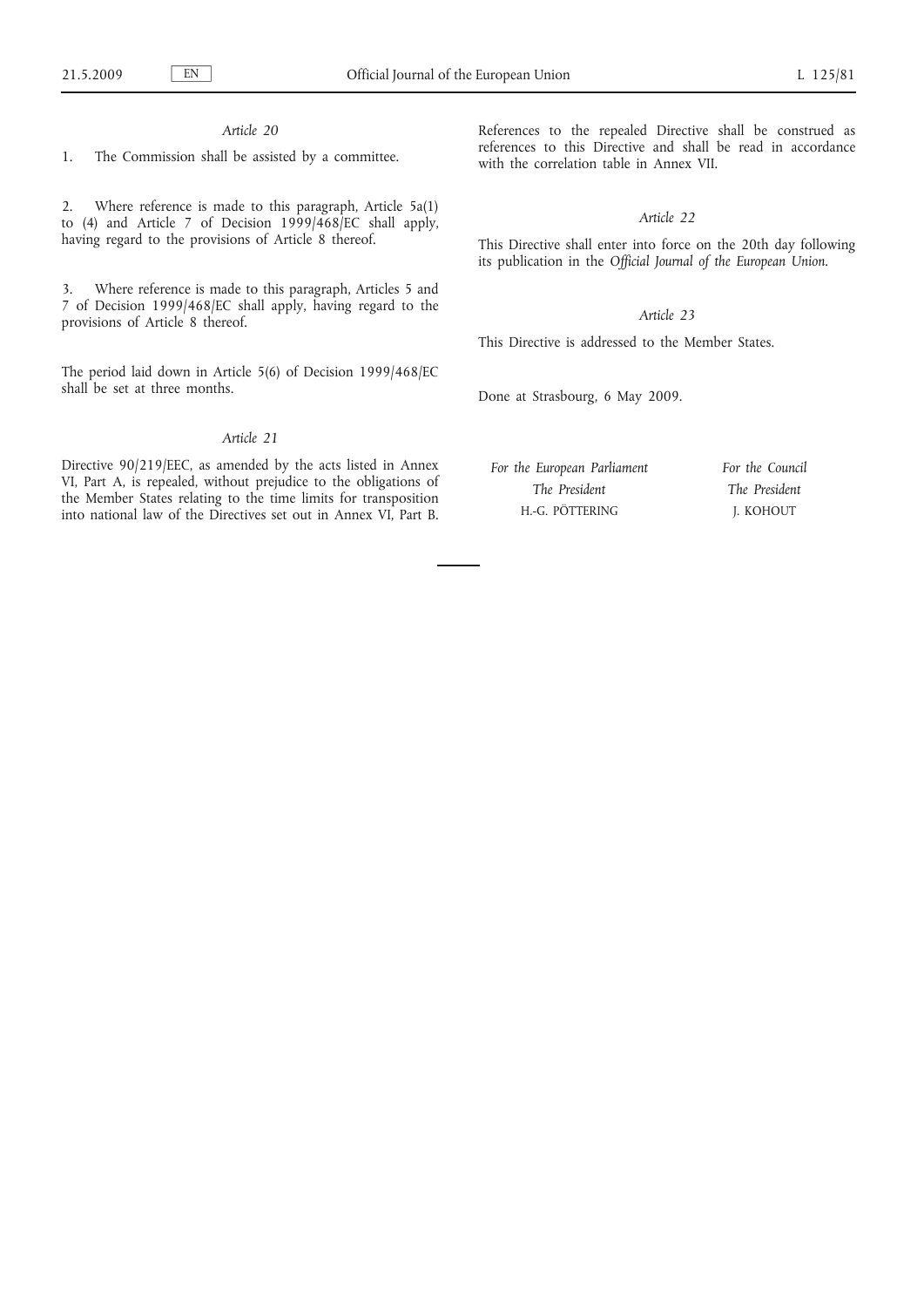*Article 20*

1. The Commission shall be assisted by a committee.

2. Where reference is made to this paragraph, Article 5a(1) to (4) and Article 7 of Decision 1999/468/EC shall apply, having regard to the provisions of Article 8 thereof.

3. Where reference is made to this paragraph, Articles 5 and 7 of Decision 1999/468/EC shall apply, having regard to the provisions of Article 8 thereof.

The period laid down in Article 5(6) of Decision 1999/468/EC shall be set at three months.

*Article 21*

Directive 90/219/EEC, as amended by the acts listed in Annex VI, Part A, is repealed, without prejudice to the obligations of the Member States relating to the time limits for transposition into national law of the Directives set out in Annex VI, Part B.

References to the repealed Directive shall be construed as references to this Directive and shall be read in accordance with the correlation table in Annex VII.

*Article 22*

This Directive shall enter into force on the 20th day following its publication in the *Official Journal of the European Union*.

*Article 23*

This Directive is addressed to the Member States.

Done at Strasbourg, 6 May 2009.

*For the European Parliament*
*The President*
H.-G. PÖTTERING

*For the Council*
*The President*
J. KOHOUT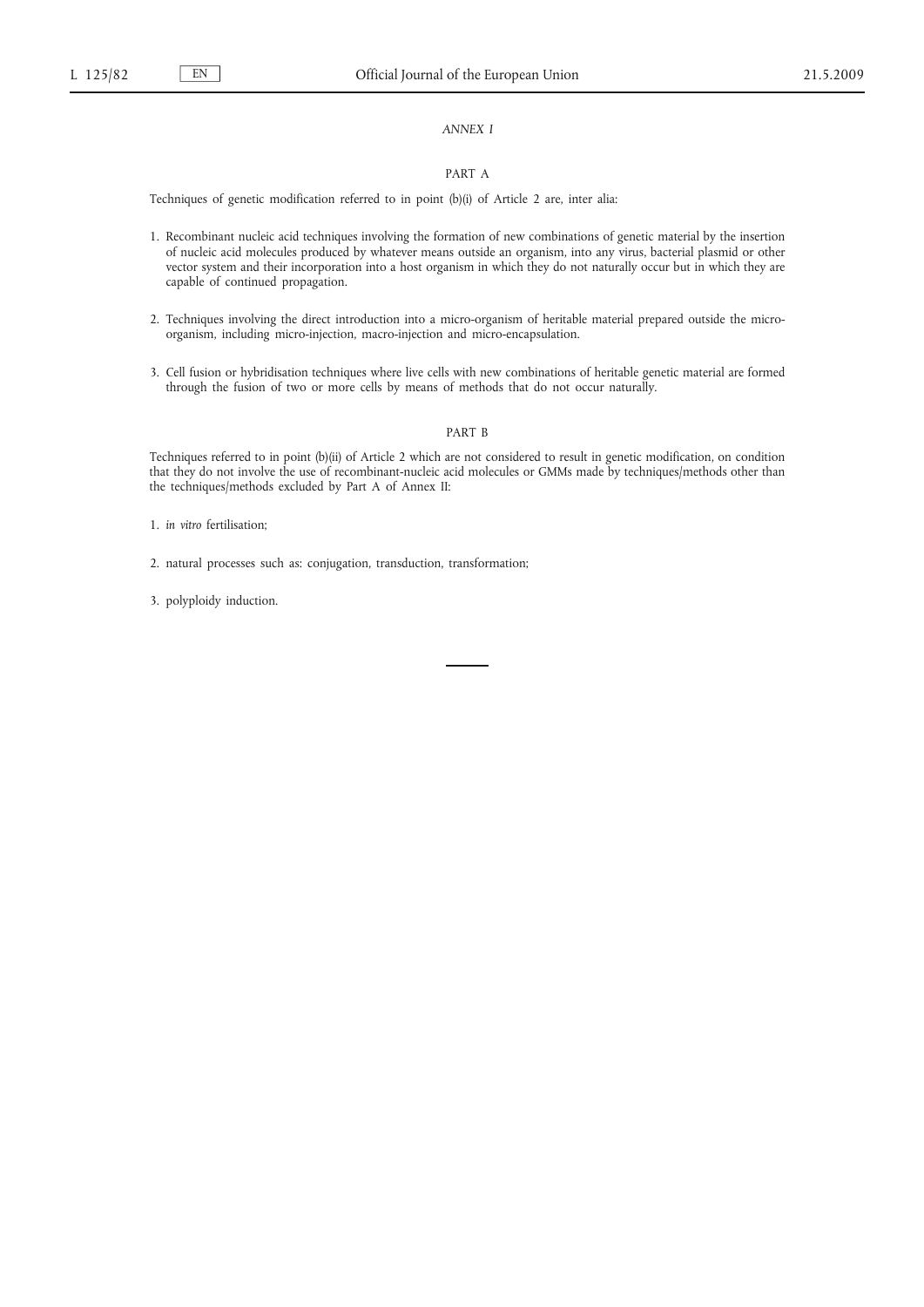## *ANNEX I*

### PART A

Techniques of genetic modification referred to in point (b)(i) of Article 2 are, inter alia:

1. Recombinant nucleic acid techniques involving the formation of new combinations of genetic material by the insertion of nucleic acid molecules produced by whatever means outside an organism, into any virus, bacterial plasmid or other vector system and their incorporation into a host organism in which they do not naturally occur but in which they are capable of continued propagation.

2. Techniques involving the direct introduction into a micro-organism of heritable material prepared outside the micro-organism, including micro-injection, macro-injection and micro-encapsulation.

3. Cell fusion or hybridisation techniques where live cells with new combinations of heritable genetic material are formed through the fusion of two or more cells by means of methods that do not occur naturally.

### PART B

Techniques referred to in point (b)(ii) of Article 2 which are not considered to result in genetic modification, on condition that they do not involve the use of recombinant-nucleic acid molecules or GMMs made by techniques/methods other than the techniques/methods excluded by Part A of Annex II:

1. *in vitro* fertilisation;

2. natural processes such as: conjugation, transduction, transformation;

3. polyploidy induction.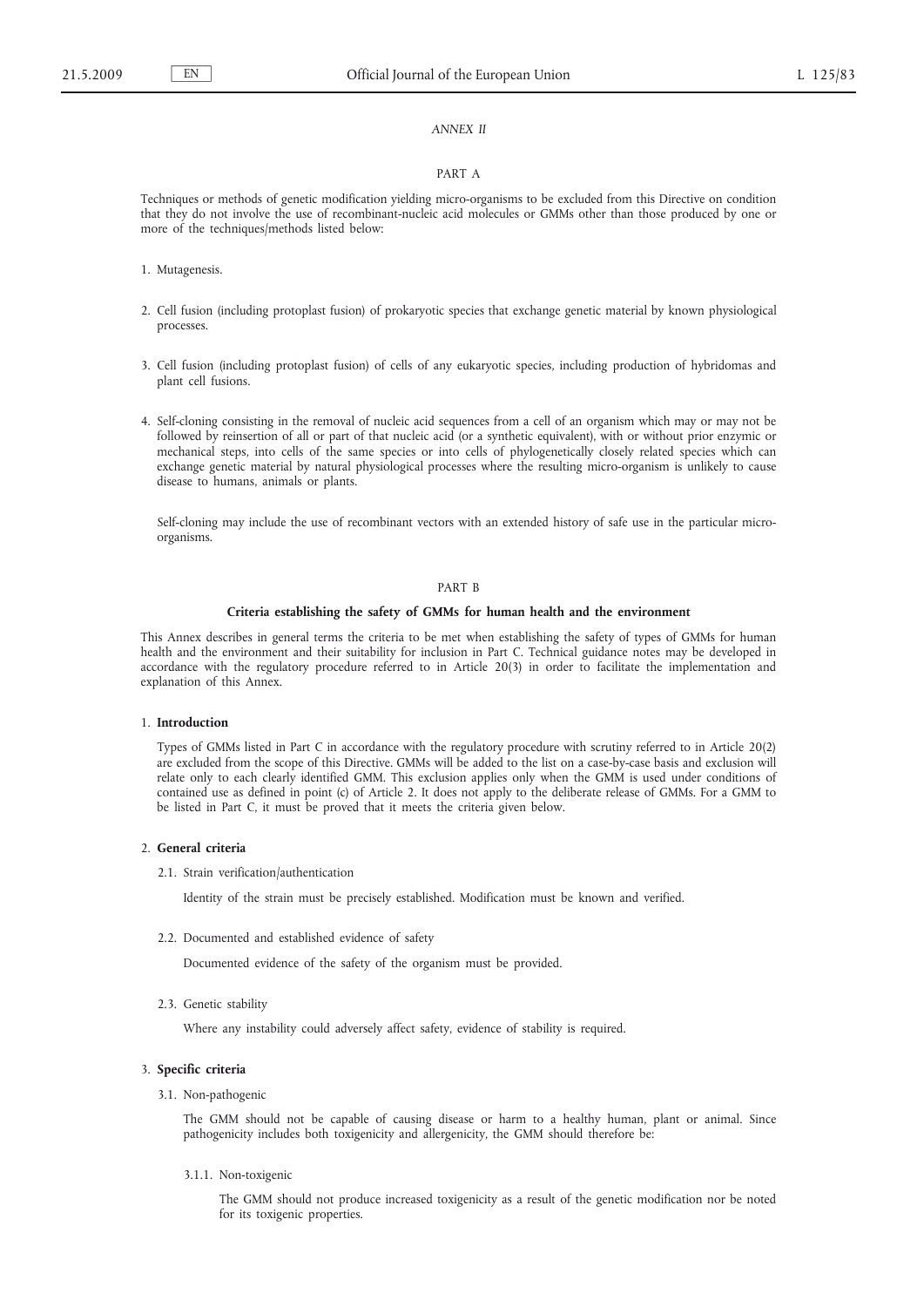*ANNEX II*

PART A

Techniques or methods of genetic modification yielding micro-organisms to be excluded from this Directive on condition that they do not involve the use of recombinant-nucleic acid molecules or GMMs other than those produced by one or more of the techniques/methods listed below:

1. Mutagenesis.

2. Cell fusion (including protoplast fusion) of prokaryotic species that exchange genetic material by known physiological processes.

3. Cell fusion (including protoplast fusion) of cells of any eukaryotic species, including production of hybridomas and plant cell fusions.

4. Self-cloning consisting in the removal of nucleic acid sequences from a cell of an organism which may or may not be followed by reinsertion of all or part of that nucleic acid (or a synthetic equivalent), with or without prior enzymic or mechanical steps, into cells of the same species or into cells of phylogenetically closely related species which can exchange genetic material by natural physiological processes where the resulting micro-organism is unlikely to cause disease to humans, animals or plants.

   Self-cloning may include the use of recombinant vectors with an extended history of safe use in the particular micro-organisms.

PART B

**Criteria establishing the safety of GMMs for human health and the environment**

This Annex describes in general terms the criteria to be met when establishing the safety of types of GMMs for human health and the environment and their suitability for inclusion in Part C. Technical guidance notes may be developed in accordance with the regulatory procedure referred to in Article 20(3) in order to facilitate the implementation and explanation of this Annex.

1. **Introduction**

   Types of GMMs listed in Part C in accordance with the regulatory procedure with scrutiny referred to in Article 20(2) are excluded from the scope of this Directive. GMMs will be added to the list on a case-by-case basis and exclusion will relate only to each clearly identified GMM. This exclusion applies only when the GMM is used under conditions of contained use as defined in point (c) of Article 2. It does not apply to the deliberate release of GMMs. For a GMM to be listed in Part C, it must be proved that it meets the criteria given below.

2. **General criteria**

   2.1. Strain verification/authentication

   Identity of the strain must be precisely established. Modification must be known and verified.

   2.2. Documented and established evidence of safety

   Documented evidence of the safety of the organism must be provided.

   2.3. Genetic stability

   Where any instability could adversely affect safety, evidence of stability is required.

3. **Specific criteria**

   3.1. Non-pathogenic

   The GMM should not be capable of causing disease or harm to a healthy human, plant or animal. Since pathogenicity includes both toxigenicity and allergenicity, the GMM should therefore be:

   3.1.1. Non-toxigenic

   The GMM should not produce increased toxigenicity as a result of the genetic modification nor be noted for its toxigenic properties.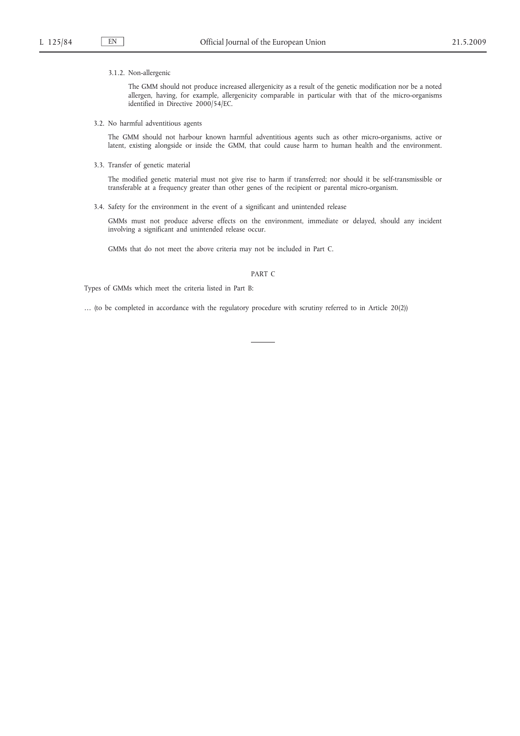3.1.2. Non-allergenic

The GMM should not produce increased allergenicity as a result of the genetic modification nor be a noted allergen, having, for example, allergenicity comparable in particular with that of the micro-organisms identified in Directive 2000/54/EC.

3.2. No harmful adventitious agents

The GMM should not harbour known harmful adventitious agents such as other micro-organisms, active or latent, existing alongside or inside the GMM, that could cause harm to human health and the environment.

3.3. Transfer of genetic material

The modified genetic material must not give rise to harm if transferred; nor should it be self-transmissible or transferable at a frequency greater than other genes of the recipient or parental micro-organism.

3.4. Safety for the environment in the event of a significant and unintended release

GMMs must not produce adverse effects on the environment, immediate or delayed, should any incident involving a significant and unintended release occur.

GMMs that do not meet the above criteria may not be included in Part C.

## PART C

Types of GMMs which meet the criteria listed in Part B:

… (to be completed in accordance with the regulatory procedure with scrutiny referred to in Article 20(2))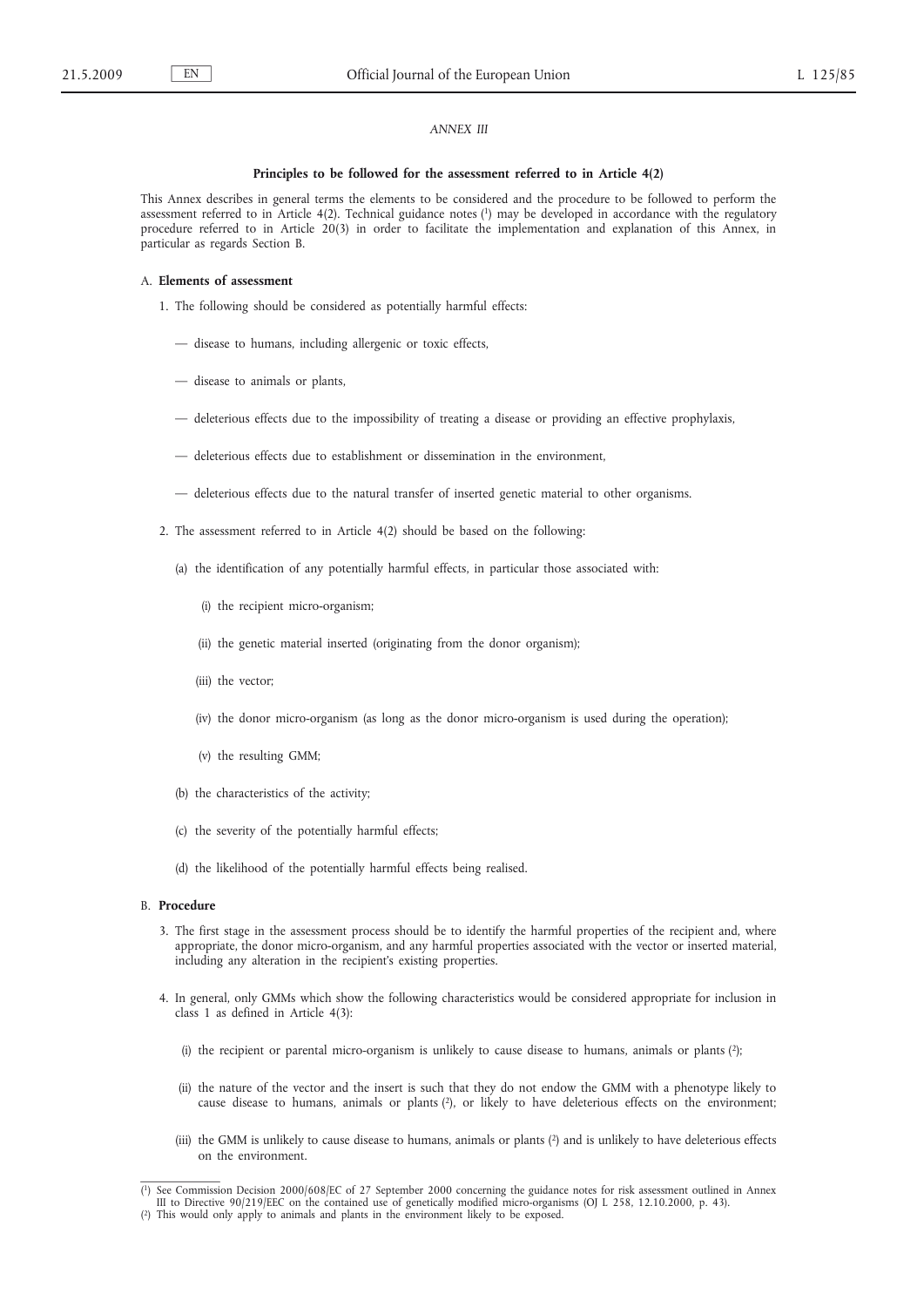*ANNEX III*

**Principles to be followed for the assessment referred to in Article 4(2)**

This Annex describes in general terms the elements to be considered and the procedure to be followed to perform the assessment referred to in Article 4(2). Technical guidance notes [1] may be developed in accordance with the regulatory procedure referred to in Article 20(3) in order to facilitate the implementation and explanation of this Annex, in particular as regards Section B.

A. **Elements of assessment**

1. The following should be considered as potentially harmful effects:

   — disease to humans, including allergenic or toxic effects,

   — disease to animals or plants,

   — deleterious effects due to the impossibility of treating a disease or providing an effective prophylaxis,

   — deleterious effects due to establishment or dissemination in the environment,

   — deleterious effects due to the natural transfer of inserted genetic material to other organisms.

2. The assessment referred to in Article 4(2) should be based on the following:

   (a) the identification of any potentially harmful effects, in particular those associated with:

      (i) the recipient micro-organism;

      (ii) the genetic material inserted (originating from the donor organism);

      (iii) the vector;

      (iv) the donor micro-organism (as long as the donor micro-organism is used during the operation);

      (v) the resulting GMM;

   (b) the characteristics of the activity;

   (c) the severity of the potentially harmful effects;

   (d) the likelihood of the potentially harmful effects being realised.

B. **Procedure**

3. The first stage in the assessment process should be to identify the harmful properties of the recipient and, where appropriate, the donor micro-organism, and any harmful properties associated with the vector or inserted material, including any alteration in the recipient's existing properties.

4. In general, only GMMs which show the following characteristics would be considered appropriate for inclusion in class 1 as defined in Article 4(3):

   (i) the recipient or parental micro-organism is unlikely to cause disease to humans, animals or plants [2];

   (ii) the nature of the vector and the insert is such that they do not endow the GMM with a phenotype likely to cause disease to humans, animals or plants [2], or likely to have deleterious effects on the environment;

   (iii) the GMM is unlikely to cause disease to humans, animals or plants [2] and is unlikely to have deleterious effects on the environment.

---

[1] See Commission Decision 2000/608/EC of 27 September 2000 concerning the guidance notes for risk assessment outlined in Annex III to Directive 90/219/EEC on the contained use of genetically modified micro-organisms (OJ L 258, 12.10.2000, p. 43).

[2] This would only apply to animals and plants in the environment likely to be exposed.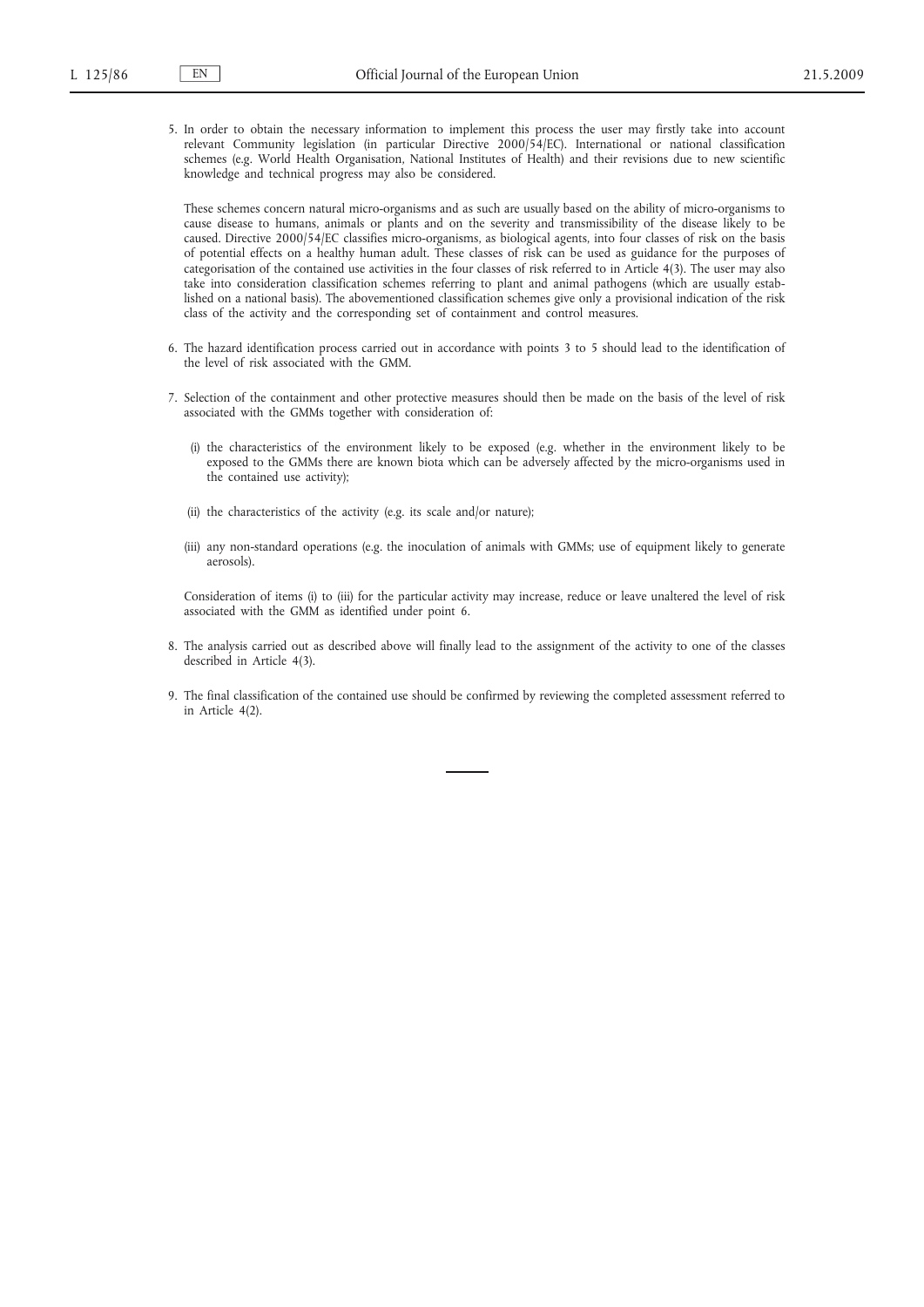5. In order to obtain the necessary information to implement this process the user may firstly take into account relevant Community legislation (in particular Directive 2000/54/EC). International or national classification schemes (e.g. World Health Organisation, National Institutes of Health) and their revisions due to new scientific knowledge and technical progress may also be considered.

   These schemes concern natural micro-organisms and as such are usually based on the ability of micro-organisms to cause disease to humans, animals or plants and on the severity and transmissibility of the disease likely to be caused. Directive 2000/54/EC classifies micro-organisms, as biological agents, into four classes of risk on the basis of potential effects on a healthy human adult. These classes of risk can be used as guidance for the purposes of categorisation of the contained use activities in the four classes of risk referred to in Article 4(3). The user may also take into consideration classification schemes referring to plant and animal pathogens (which are usually established on a national basis). The abovementioned classification schemes give only a provisional indication of the risk class of the activity and the corresponding set of containment and control measures.

6. The hazard identification process carried out in accordance with points 3 to 5 should lead to the identification of the level of risk associated with the GMM.

7. Selection of the containment and other protective measures should then be made on the basis of the level of risk associated with the GMMs together with consideration of:

   (i) the characteristics of the environment likely to be exposed (e.g. whether in the environment likely to be exposed to the GMMs there are known biota which can be adversely affected by the micro-organisms used in the contained use activity);

   (ii) the characteristics of the activity (e.g. its scale and/or nature);

   (iii) any non-standard operations (e.g. the inoculation of animals with GMMs; use of equipment likely to generate aerosols).

   Consideration of items (i) to (iii) for the particular activity may increase, reduce or leave unaltered the level of risk associated with the GMM as identified under point 6.

8. The analysis carried out as described above will finally lead to the assignment of the activity to one of the classes described in Article 4(3).

9. The final classification of the contained use should be confirmed by reviewing the completed assessment referred to in Article 4(2).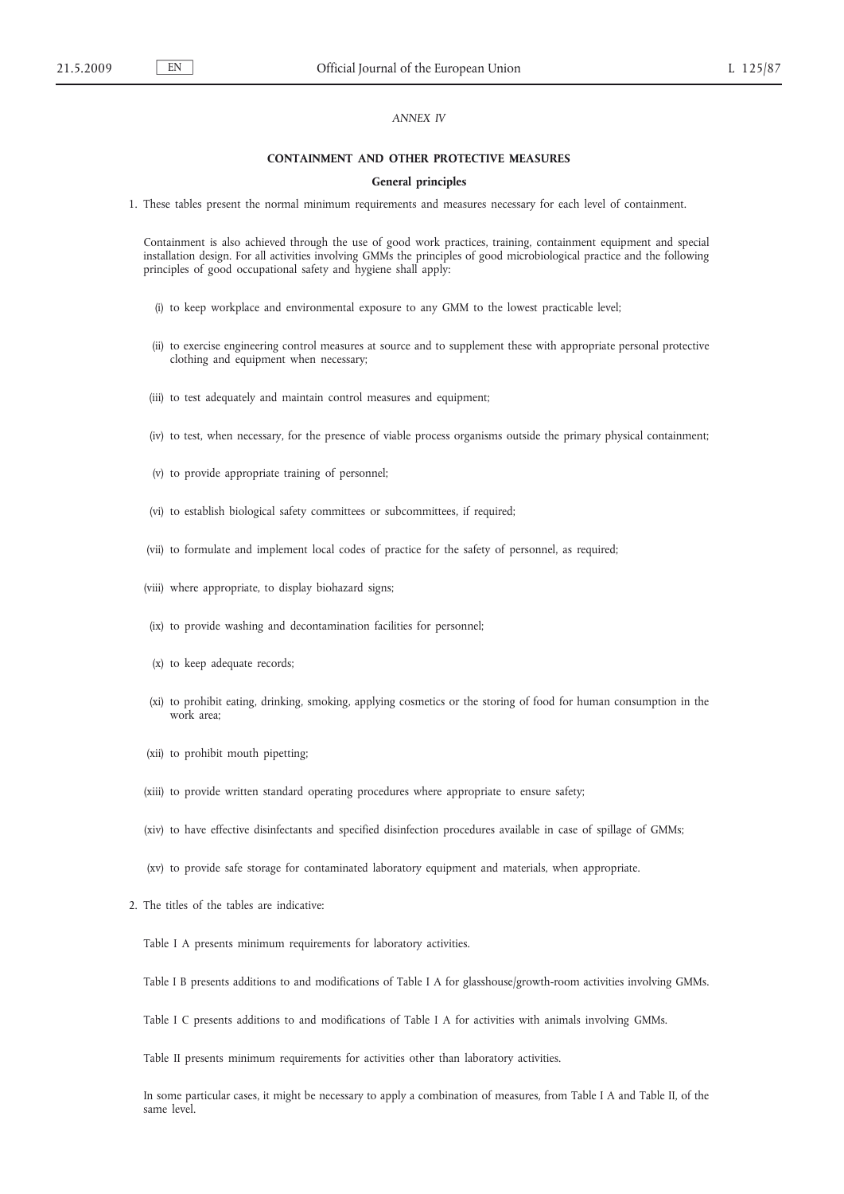*ANNEX IV*

## CONTAINMENT AND OTHER PROTECTIVE MEASURES

### General principles

1. These tables present the normal minimum requirements and measures necessary for each level of containment.

   Containment is also achieved through the use of good work practices, training, containment equipment and special installation design. For all activities involving GMMs the principles of good microbiological practice and the following principles of good occupational safety and hygiene shall apply:

   (i) to keep workplace and environmental exposure to any GMM to the lowest practicable level;

   (ii) to exercise engineering control measures at source and to supplement these with appropriate personal protective clothing and equipment when necessary;

   (iii) to test adequately and maintain control measures and equipment;

   (iv) to test, when necessary, for the presence of viable process organisms outside the primary physical containment;

   (v) to provide appropriate training of personnel;

   (vi) to establish biological safety committees or subcommittees, if required;

   (vii) to formulate and implement local codes of practice for the safety of personnel, as required;

   (viii) where appropriate, to display biohazard signs;

   (ix) to provide washing and decontamination facilities for personnel;

   (x) to keep adequate records;

   (xi) to prohibit eating, drinking, smoking, applying cosmetics or the storing of food for human consumption in the work area;

   (xii) to prohibit mouth pipetting;

   (xiii) to provide written standard operating procedures where appropriate to ensure safety;

   (xiv) to have effective disinfectants and specified disinfection procedures available in case of spillage of GMMs;

   (xv) to provide safe storage for contaminated laboratory equipment and materials, when appropriate.

2. The titles of the tables are indicative:

   Table I A presents minimum requirements for laboratory activities.

   Table I B presents additions to and modifications of Table I A for glasshouse/growth-room activities involving GMMs.

   Table I C presents additions to and modifications of Table I A for activities with animals involving GMMs.

   Table II presents minimum requirements for activities other than laboratory activities.

   In some particular cases, it might be necessary to apply a combination of measures, from Table I A and Table II, of the same level.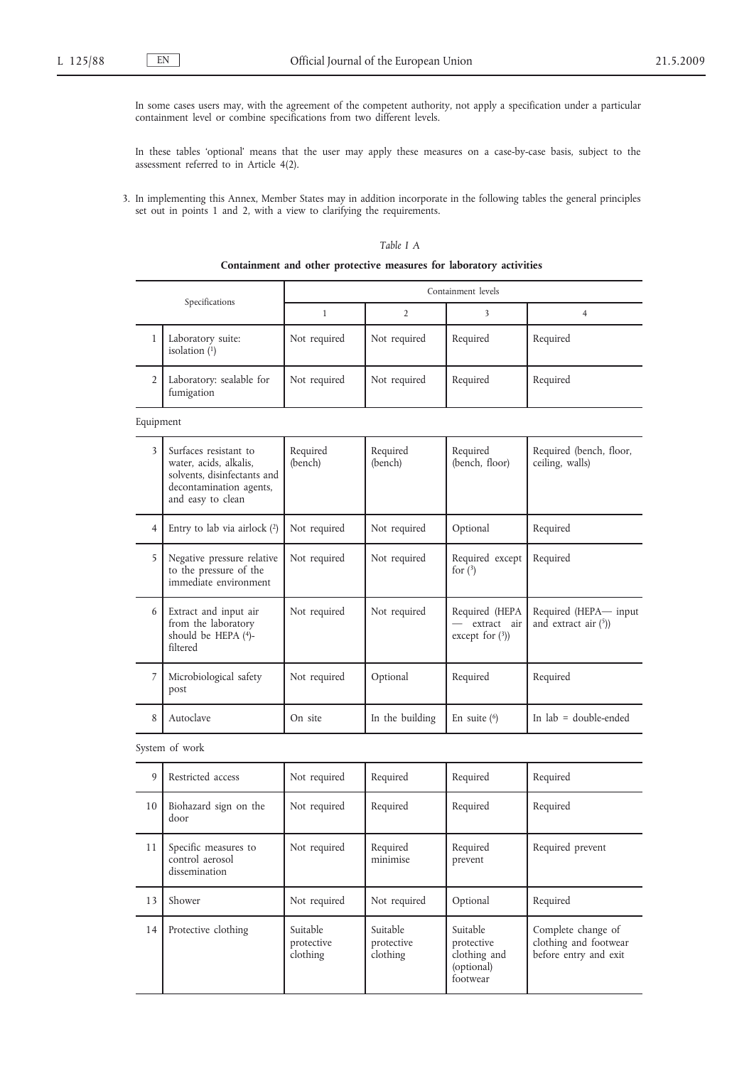In some cases users may, with the agreement of the competent authority, not apply a specification under a particular containment level or combine specifications from two different levels.

In these tables 'optional' means that the user may apply these measures on a case-by-case basis, subject to the assessment referred to in Article 4(2).

3. In implementing this Annex, Member States may in addition incorporate in the following tables the general principles set out in points 1 and 2, with a view to clarifying the requirements.

*Table I A*

**Containment and other protective measures for laboratory activities**

| | Specifications | Containment levels | | | |
|---|---|---|---|---|---|
| | | 1 | 2 | 3 | 4 |
| 1 | Laboratory suite: isolation (1) | Not required | Not required | Required | Required |
| 2 | Laboratory: sealable for fumigation | Not required | Not required | Required | Required |
| | **Equipment** | | | | |
| 3 | Surfaces resistant to water, acids, alkalis, solvents, disinfectants and decontamination agents, and easy to clean | Required (bench) | Required (bench) | Required (bench, floor) | Required (bench, floor, ceiling, walls) |
| 4 | Entry to lab via airlock (2) | Not required | Not required | Optional | Required |
| 5 | Negative pressure relative to the pressure of the immediate environment | Not required | Not required | Required except for (3) | Required |
| 6 | Extract and input air from the laboratory should be HEPA (4)-filtered | Not required | Not required | Required (HEPA — extract air except for (3)) | Required (HEPA— input and extract air (5)) |
| 7 | Microbiological safety post | Not required | Optional | Required | Required |
| 8 | Autoclave | On site | In the building | En suite (6) | In lab = double-ended |
| | **System of work** | | | | |
| 9 | Restricted access | Not required | Required | Required | Required |
| 10 | Biohazard sign on the door | Not required | Required | Required | Required |
| 11 | Specific measures to control aerosol dissemination | Not required | Required minimise | Required prevent | Required prevent |
| 13 | Shower | Not required | Not required | Optional | Required |
| 14 | Protective clothing | Suitable protective clothing | Suitable protective clothing | Suitable protective clothing and (optional) footwear | Complete change of clothing and footwear before entry and exit |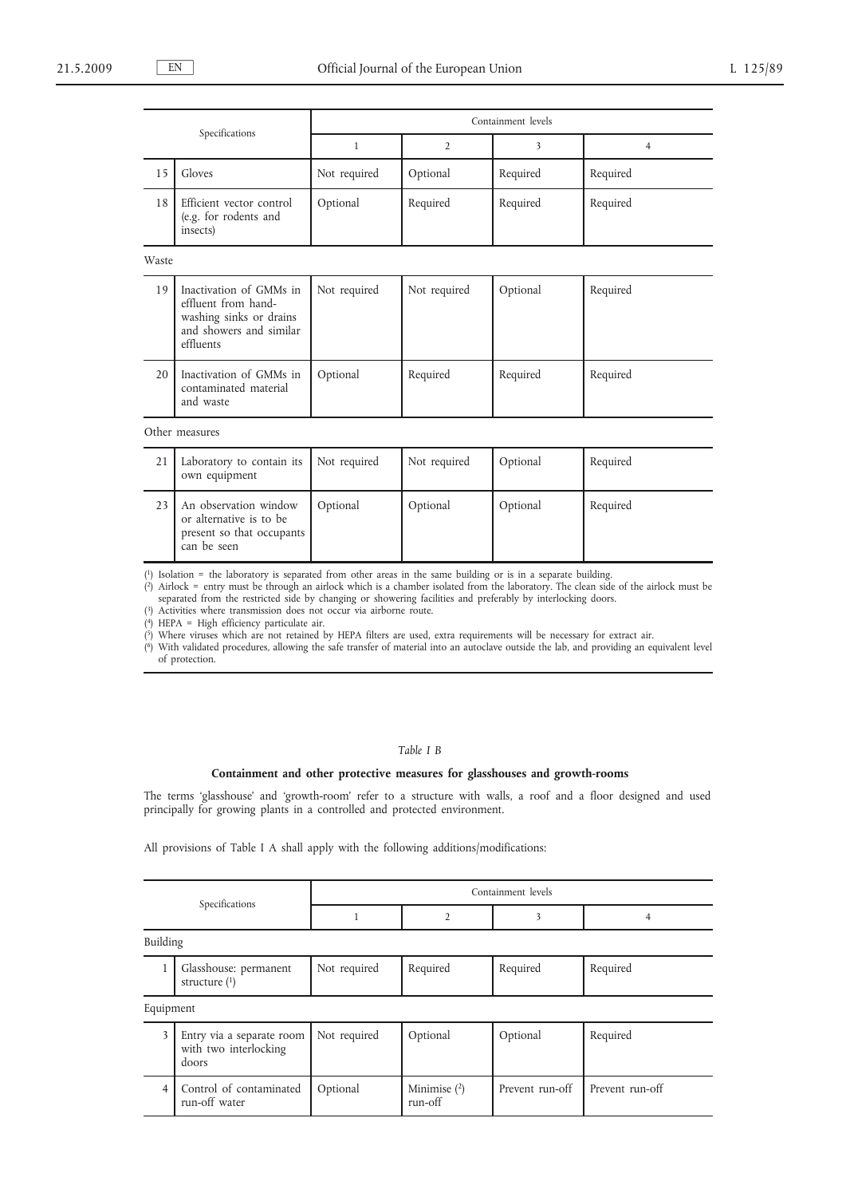| Specifications | | Containment levels | | | |
|---|---|---|---|---|---|
| | | 1 | 2 | 3 | 4 |
| 15 | Gloves | Not required | Optional | Required | Required |
| 18 | Efficient vector control (e.g. for rodents and insects) | Optional | Required | Required | Required |
| Waste | | | | | |
| 19 | Inactivation of GMMs in effluent from hand-washing sinks or drains and showers and similar effluents | Not required | Not required | Optional | Required |
| 20 | Inactivation of GMMs in contaminated material and waste | Optional | Required | Required | Required |
| Other measures | | | | | |
| 21 | Laboratory to contain its own equipment | Not required | Not required | Optional | Required |
| 23 | An observation window or alternative is to be present so that occupants can be seen | Optional | Optional | Optional | Required |

(1) Isolation = the laboratory is separated from other areas in the same building or is in a separate building.
(2) Airlock = entry must be through an airlock which is a chamber isolated from the laboratory. The clean side of the airlock must be separated from the restricted side by changing or showering facilities and preferably by interlocking doors.
(3) Activities where transmission does not occur via airborne route.
(4) HEPA = High efficiency particulate air.
(5) Where viruses which are not retained by HEPA filters are used, extra requirements will be necessary for extract air.
(6) With validated procedures, allowing the safe transfer of material into an autoclave outside the lab, and providing an equivalent level of protection.

*Table I B*

**Containment and other protective measures for glasshouses and growth-rooms**

The terms 'glasshouse' and 'growth-room' refer to a structure with walls, a roof and a floor designed and used principally for growing plants in a controlled and protected environment.

All provisions of Table I A shall apply with the following additions/modifications:

| Specifications | | Containment levels | | | |
|---|---|---|---|---|---|
| | | 1 | 2 | 3 | 4 |
| Building | | | | | |
| 1 | Glasshouse: permanent structure (1) | Not required | Required | Required | Required |
| Equipment | | | | | |
| 3 | Entry via a separate room with two interlocking doors | Not required | Optional | Optional | Required |
| 4 | Control of contaminated run-off water | Optional | Minimise (2) run-off | Prevent run-off | Prevent run-off |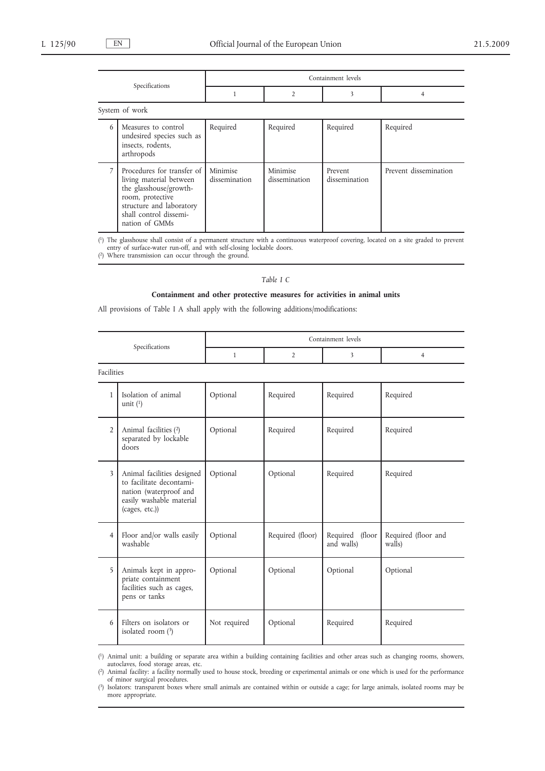| Specifications | | Containment levels | | | |
|---|---|---|---|---|---|
| | | 1 | 2 | 3 | 4 |
| System of work | | | | | |
| 6 | Measures to control undesired species such as insects, rodents, arthropods | Required | Required | Required | Required |
| 7 | Procedures for transfer of living material between the glasshouse/growth-room, protective structure and laboratory shall control dissemination of GMMs | Minimise dissemination | Minimise dissemination | Prevent dissemination | Prevent dissemination |

([1]) The glasshouse shall consist of a permanent structure with a continuous waterproof covering, located on a site graded to prevent entry of surface-water run-off, and with self-closing lockable doors.

([2]) Where transmission can occur through the ground.

*Table I C*

**Containment and other protective measures for activities in animal units**

All provisions of Table I A shall apply with the following additions/modifications:

| Specifications | | Containment levels | | | |
|---|---|---|---|---|---|
| | | 1 | 2 | 3 | 4 |
| Facilities | | | | | |
| 1 | Isolation of animal unit ([1]) | Optional | Required | Required | Required |
| 2 | Animal facilities ([2]) separated by lockable doors | Optional | Required | Required | Required |
| 3 | Animal facilities designed to facilitate decontamination (waterproof and easily washable material (cages, etc.)) | Optional | Optional | Required | Required |
| 4 | Floor and/or walls easily washable | Optional | Required (floor) | Required (floor and walls) | Required (floor and walls) |
| 5 | Animals kept in appropriate containment facilities such as cages, pens or tanks | Optional | Optional | Optional | Optional |
| 6 | Filters on isolators or isolated room ([3]) | Not required | Optional | Required | Required |

([1]) Animal unit: a building or separate area within a building containing facilities and other areas such as changing rooms, showers, autoclaves, food storage areas, etc.

([2]) Animal facility: a facility normally used to house stock, breeding or experimental animals or one which is used for the performance of minor surgical procedures.

([3]) Isolators: transparent boxes where small animals are contained within or outside a cage; for large animals, isolated rooms may be more appropriate.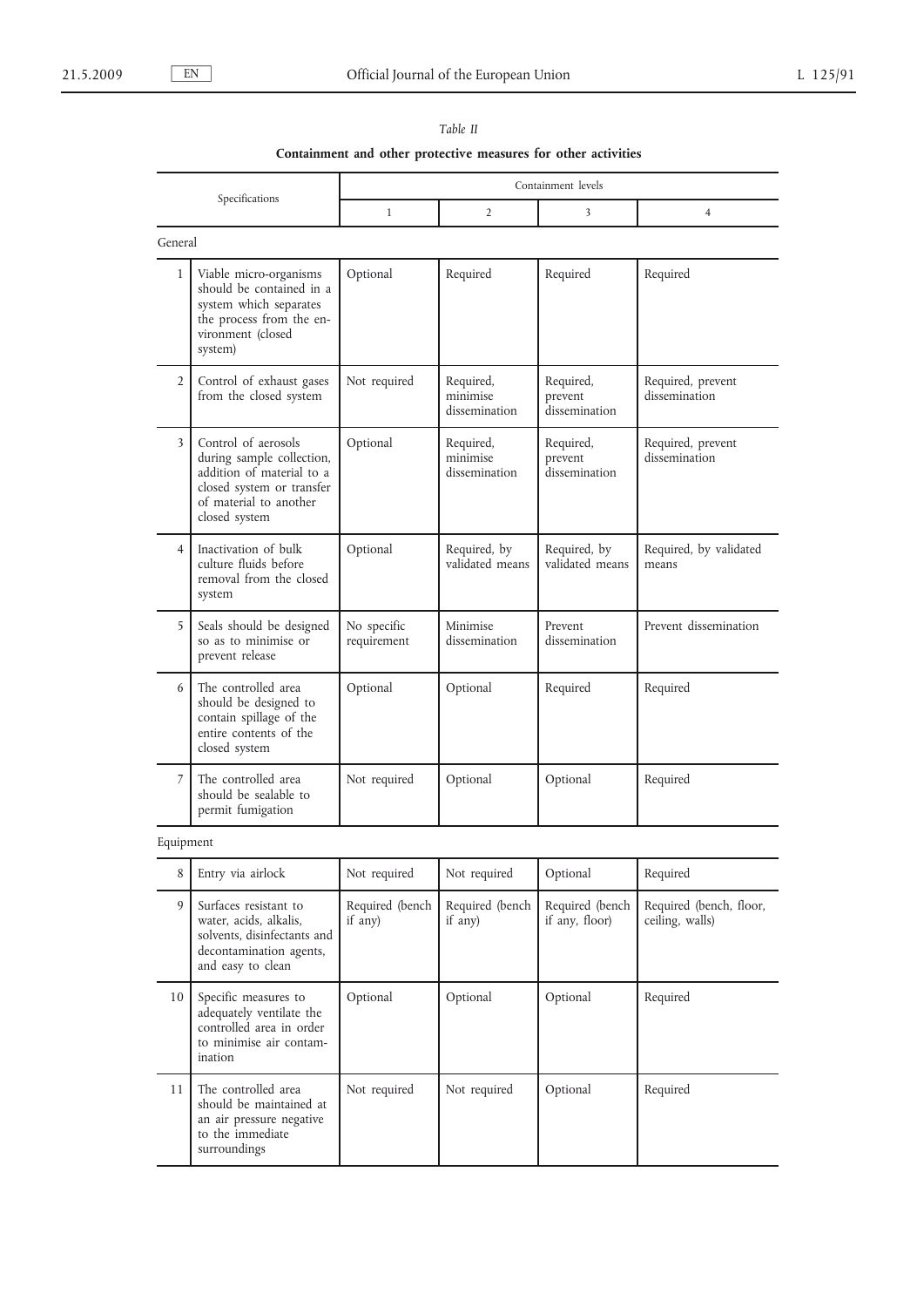*Table II*

**Containment and other protective measures for other activities**

| | Specifications | Containment levels | | | |
|---|---|---|---|---|---|
| | | 1 | 2 | 3 | 4 |
| General | | | | | |
| 1 | Viable micro-organisms should be contained in a system which separates the process from the environment (closed system) | Optional | Required | Required | Required |
| 2 | Control of exhaust gases from the closed system | Not required | Required, minimise dissemination | Required, prevent dissemination | Required, prevent dissemination |
| 3 | Control of aerosols during sample collection, addition of material to a closed system or transfer of material to another closed system | Optional | Required, minimise dissemination | Required, prevent dissemination | Required, prevent dissemination |
| 4 | Inactivation of bulk culture fluids before removal from the closed system | Optional | Required, by validated means | Required, by validated means | Required, by validated means |
| 5 | Seals should be designed so as to minimise or prevent release | No specific requirement | Minimise dissemination | Prevent dissemination | Prevent dissemination |
| 6 | The controlled area should be designed to contain spillage of the entire contents of the closed system | Optional | Optional | Required | Required |
| 7 | The controlled area should be sealable to permit fumigation | Not required | Optional | Optional | Required |
| Equipment | | | | | |
| 8 | Entry via airlock | Not required | Not required | Optional | Required |
| 9 | Surfaces resistant to water, acids, alkalis, solvents, disinfectants and decontamination agents, and easy to clean | Required (bench if any) | Required (bench if any) | Required (bench if any, floor) | Required (bench, floor, ceiling, walls) |
| 10 | Specific measures to adequately ventilate the controlled area in order to minimise air contamination | Optional | Optional | Optional | Required |
| 11 | The controlled area should be maintained at an air pressure negative to the immediate surroundings | Not required | Not required | Optional | Required |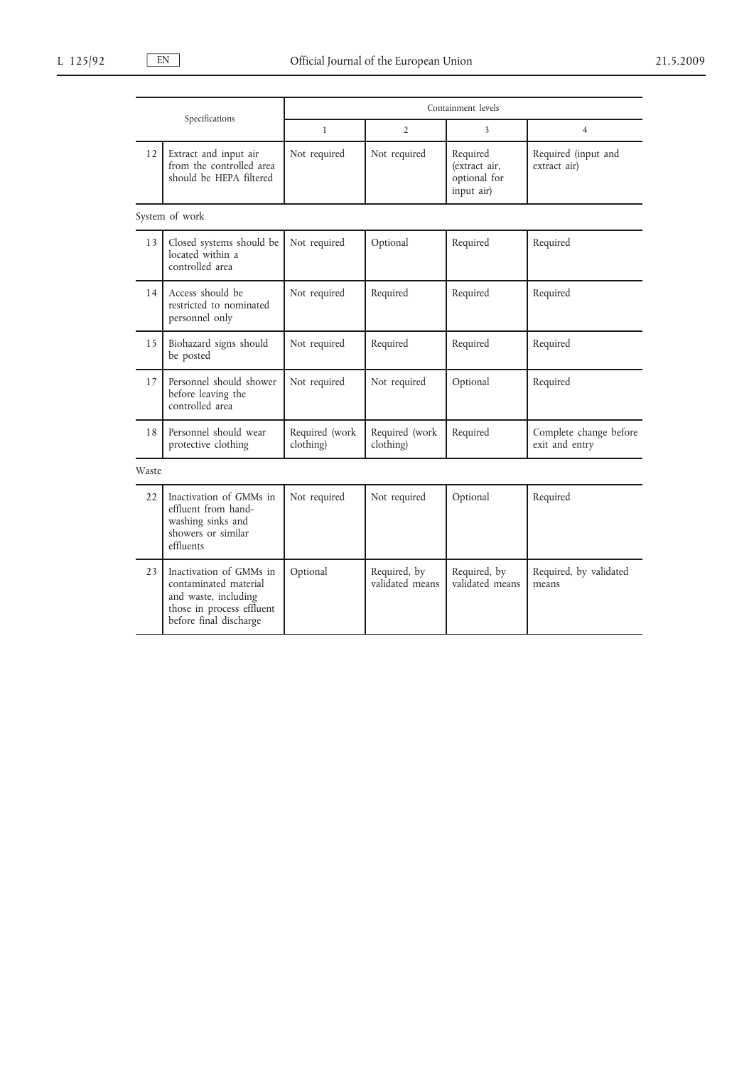| Specifications | | Containment levels | | | |
|---|---|---|---|---|---|
| | | 1 | 2 | 3 | 4 |
| 12 | Extract and input air from the controlled area should be HEPA filtered | Not required | Not required | Required (extract air, optional for input air) | Required (input and extract air) |
| *System of work* | | | | | |
| 13 | Closed systems should be located within a controlled area | Not required | Optional | Required | Required |
| 14 | Access should be restricted to nominated personnel only | Not required | Required | Required | Required |
| 15 | Biohazard signs should be posted | Not required | Required | Required | Required |
| 17 | Personnel should shower before leaving the controlled area | Not required | Not required | Optional | Required |
| 18 | Personnel should wear protective clothing | Required (work clothing) | Required (work clothing) | Required | Complete change before exit and entry |
| *Waste* | | | | | |
| 22 | Inactivation of GMMs in effluent from hand-washing sinks and showers or similar effluents | Not required | Not required | Optional | Required |
| 23 | Inactivation of GMMs in contaminated material and waste, including those in process effluent before final discharge | Optional | Required, by validated means | Required, by validated means | Required, by validated means |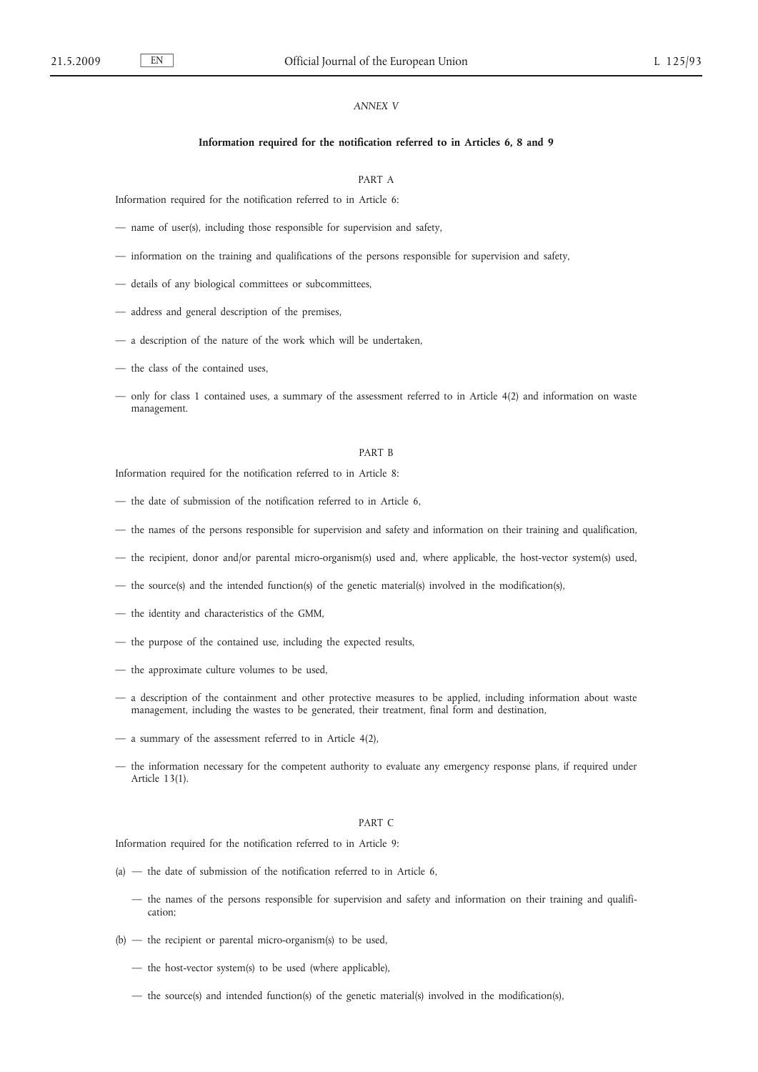*ANNEX V*

**Information required for the notification referred to in Articles 6, 8 and 9**

PART A

Information required for the notification referred to in Article 6:

— name of user(s), including those responsible for supervision and safety,

— information on the training and qualifications of the persons responsible for supervision and safety,

— details of any biological committees or subcommittees,

— address and general description of the premises,

— a description of the nature of the work which will be undertaken,

— the class of the contained uses,

— only for class 1 contained uses, a summary of the assessment referred to in Article 4(2) and information on waste management.

PART B

Information required for the notification referred to in Article 8:

— the date of submission of the notification referred to in Article 6,

— the names of the persons responsible for supervision and safety and information on their training and qualification,

— the recipient, donor and/or parental micro-organism(s) used and, where applicable, the host-vector system(s) used,

— the source(s) and the intended function(s) of the genetic material(s) involved in the modification(s),

— the identity and characteristics of the GMM,

— the purpose of the contained use, including the expected results,

— the approximate culture volumes to be used,

— a description of the containment and other protective measures to be applied, including information about waste management, including the wastes to be generated, their treatment, final form and destination,

— a summary of the assessment referred to in Article 4(2),

— the information necessary for the competent authority to evaluate any emergency response plans, if required under Article 13(1).

PART C

Information required for the notification referred to in Article 9:

(a) — the date of submission of the notification referred to in Article 6,

— the names of the persons responsible for supervision and safety and information on their training and qualification;

(b) — the recipient or parental micro-organism(s) to be used,

— the host-vector system(s) to be used (where applicable),

— the source(s) and intended function(s) of the genetic material(s) involved in the modification(s),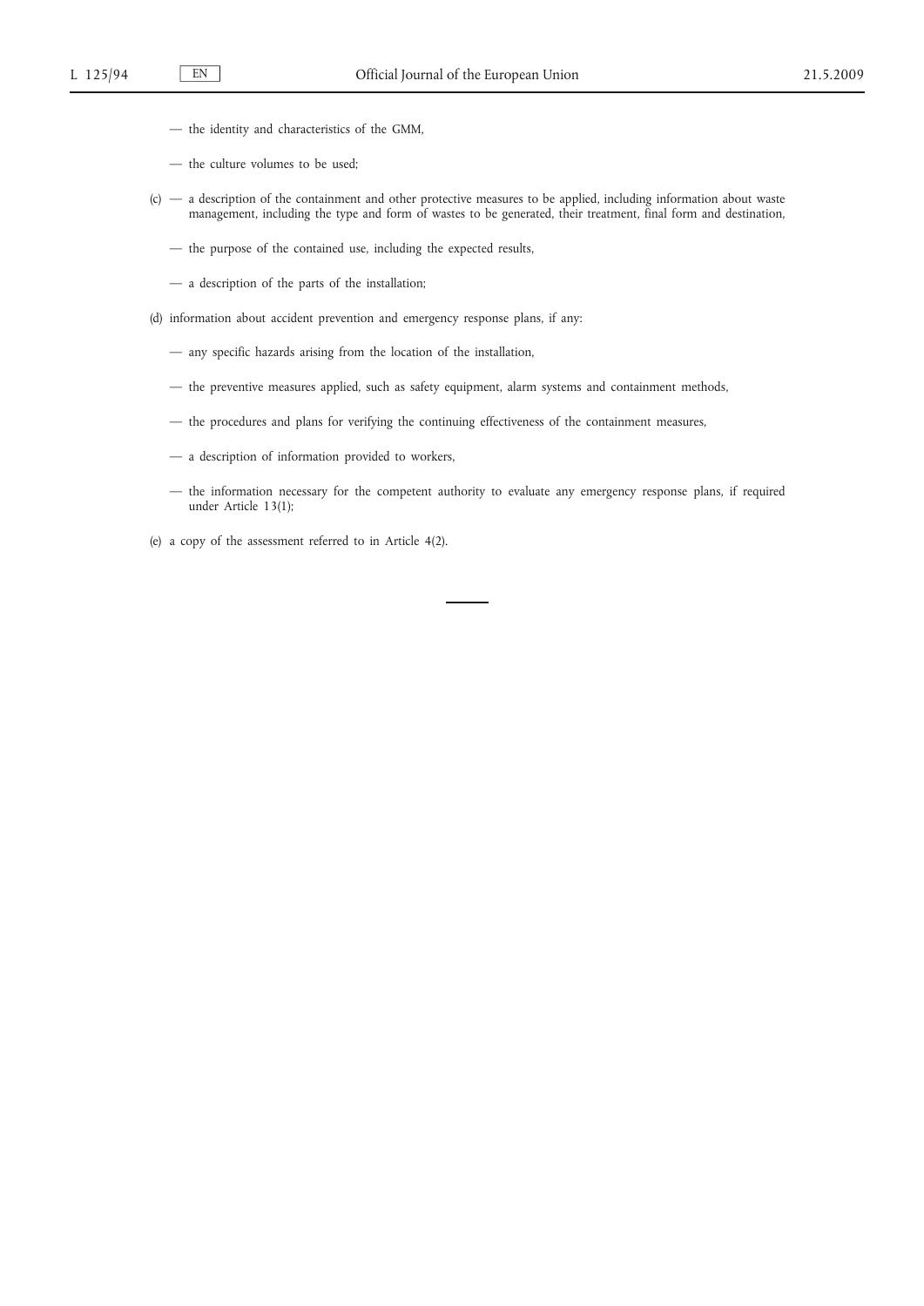— the identity and characteristics of the GMM,

— the culture volumes to be used;

(c) — a description of the containment and other protective measures to be applied, including information about waste management, including the type and form of wastes to be generated, their treatment, final form and destination,

— the purpose of the contained use, including the expected results,

— a description of the parts of the installation;

(d) information about accident prevention and emergency response plans, if any:

— any specific hazards arising from the location of the installation,

— the preventive measures applied, such as safety equipment, alarm systems and containment methods,

— the procedures and plans for verifying the continuing effectiveness of the containment measures,

— a description of information provided to workers,

— the information necessary for the competent authority to evaluate any emergency response plans, if required under Article 13(1);

(e) a copy of the assessment referred to in Article 4(2).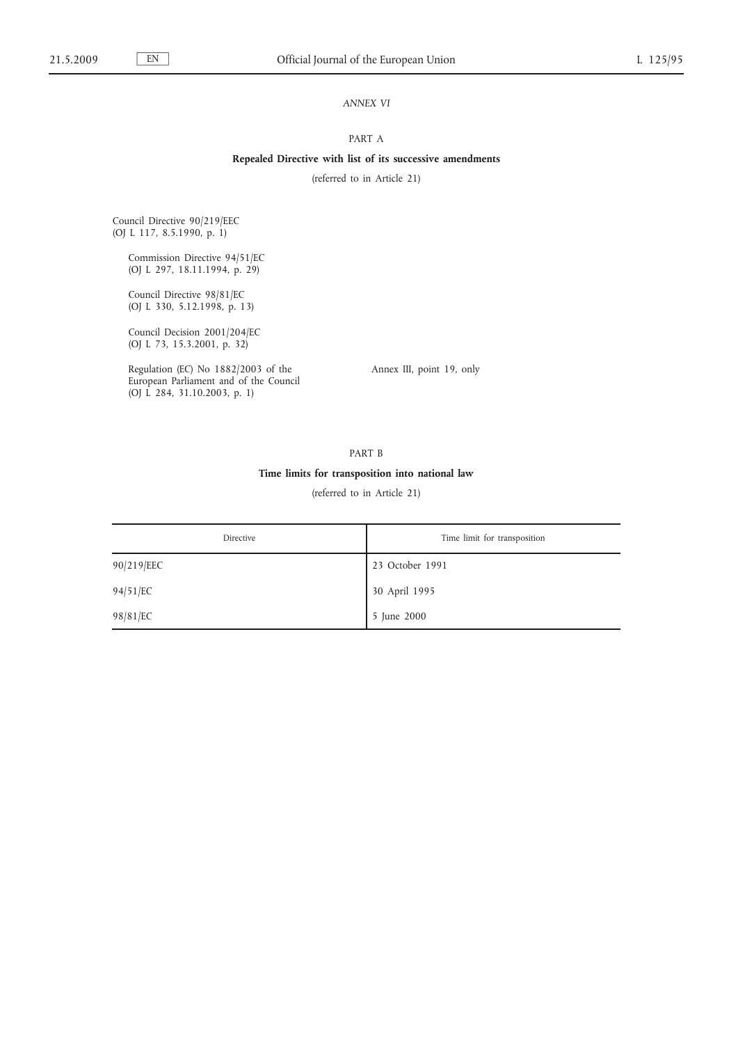*ANNEX VI*

PART A

**Repealed Directive with list of its successive amendments**

(referred to in Article 21)

Council Directive 90/219/EEC
(OJ L 117, 8.5.1990, p. 1)

Commission Directive 94/51/EC
(OJ L 297, 18.11.1994, p. 29)

Council Directive 98/81/EC
(OJ L 330, 5.12.1998, p. 13)

Council Decision 2001/204/EC
(OJ L 73, 15.3.2001, p. 32)

Regulation (EC) No 1882/2003 of the European Parliament and of the Council
(OJ L 284, 31.10.2003, p. 1) — Annex III, point 19, only

PART B

**Time limits for transposition into national law**

(referred to in Article 21)

| Directive | Time limit for transposition |
|---|---|
| 90/219/EEC | 23 October 1991 |
| 94/51/EC | 30 April 1995 |
| 98/81/EC | 5 June 2000 |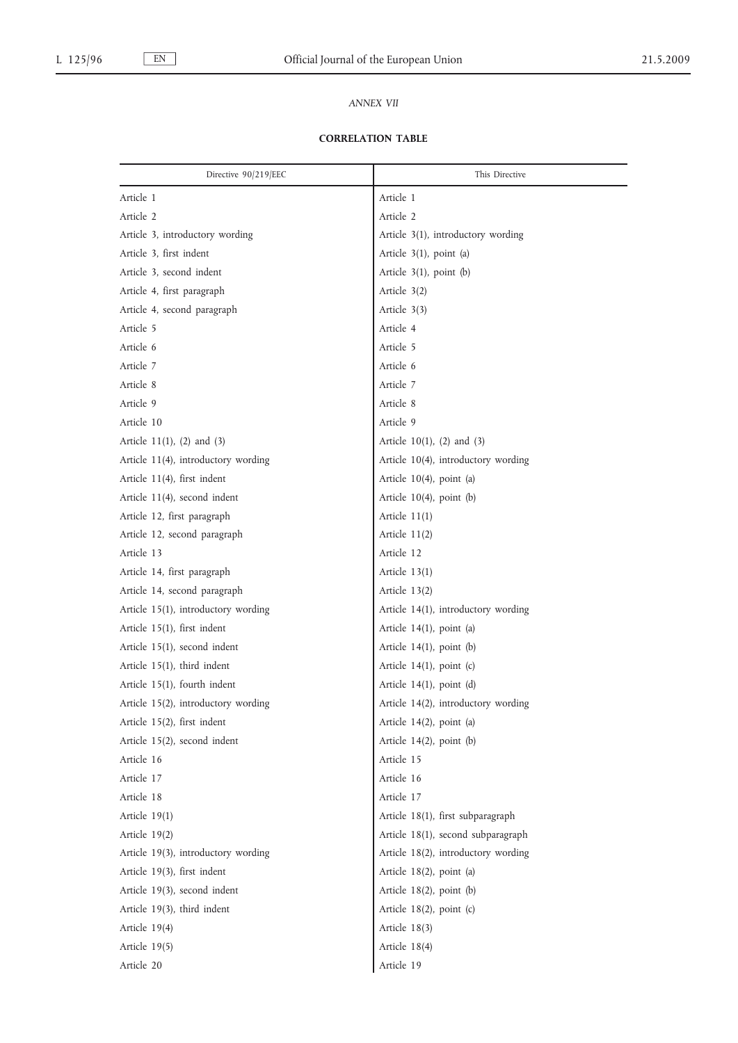*ANNEX VII*

**CORRELATION TABLE**

| Directive 90/219/EEC | This Directive |
|---|---|
| Article 1 | Article 1 |
| Article 2 | Article 2 |
| Article 3, introductory wording | Article 3(1), introductory wording |
| Article 3, first indent | Article 3(1), point (a) |
| Article 3, second indent | Article 3(1), point (b) |
| Article 4, first paragraph | Article 3(2) |
| Article 4, second paragraph | Article 3(3) |
| Article 5 | Article 4 |
| Article 6 | Article 5 |
| Article 7 | Article 6 |
| Article 8 | Article 7 |
| Article 9 | Article 8 |
| Article 10 | Article 9 |
| Article 11(1), (2) and (3) | Article 10(1), (2) and (3) |
| Article 11(4), introductory wording | Article 10(4), introductory wording |
| Article 11(4), first indent | Article 10(4), point (a) |
| Article 11(4), second indent | Article 10(4), point (b) |
| Article 12, first paragraph | Article 11(1) |
| Article 12, second paragraph | Article 11(2) |
| Article 13 | Article 12 |
| Article 14, first paragraph | Article 13(1) |
| Article 14, second paragraph | Article 13(2) |
| Article 15(1), introductory wording | Article 14(1), introductory wording |
| Article 15(1), first indent | Article 14(1), point (a) |
| Article 15(1), second indent | Article 14(1), point (b) |
| Article 15(1), third indent | Article 14(1), point (c) |
| Article 15(1), fourth indent | Article 14(1), point (d) |
| Article 15(2), introductory wording | Article 14(2), introductory wording |
| Article 15(2), first indent | Article 14(2), point (a) |
| Article 15(2), second indent | Article 14(2), point (b) |
| Article 16 | Article 15 |
| Article 17 | Article 16 |
| Article 18 | Article 17 |
| Article 19(1) | Article 18(1), first subparagraph |
| Article 19(2) | Article 18(1), second subparagraph |
| Article 19(3), introductory wording | Article 18(2), introductory wording |
| Article 19(3), first indent | Article 18(2), point (a) |
| Article 19(3), second indent | Article 18(2), point (b) |
| Article 19(3), third indent | Article 18(2), point (c) |
| Article 19(4) | Article 18(3) |
| Article 19(5) | Article 18(4) |
| Article 20 | Article 19 |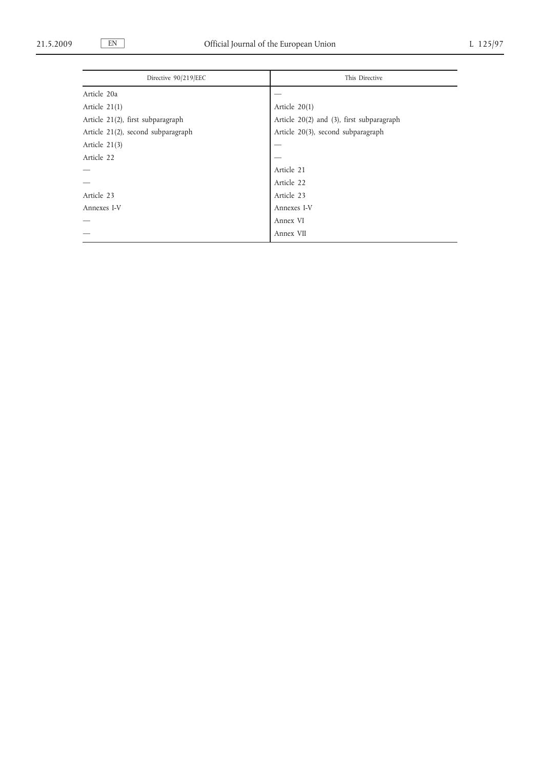| Directive 90/219/EEC | This Directive |
|---|---|
| Article 20a | — |
| Article 21(1) | Article 20(1) |
| Article 21(2), first subparagraph | Article 20(2) and (3), first subparagraph |
| Article 21(2), second subparagraph | Article 20(3), second subparagraph |
| Article 21(3) | — |
| Article 22 | — |
| — | Article 21 |
| — | Article 22 |
| Article 23 | Article 23 |
| Annexes I-V | Annexes I-V |
| — | Annex VI |
| — | Annex VII |